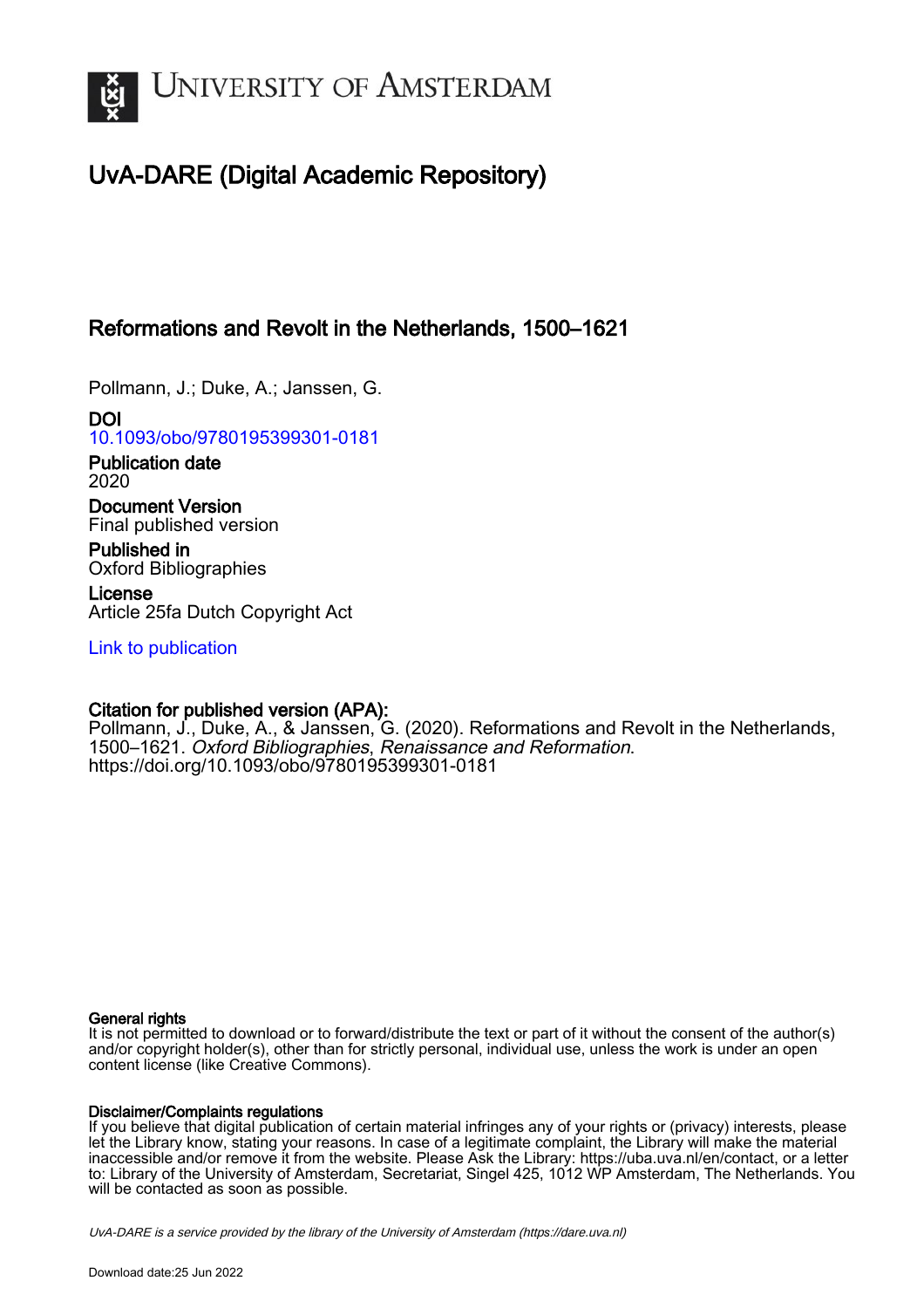UNIVERSITY OF AMSTERDAM

# UvA-DARE (Digital Academic Repository)

## Reformations and Revolt in the Netherlands, 1500–1621

Pollmann, J.; Duke, A.; Janssen, G.

**DOI**
10.1093/obo/9780195399301-0181

**Publication date**
2020

**Document Version**
Final published version

**Published in**
Oxford Bibliographies

**License**
Article 25fa Dutch Copyright Act

Link to publication

**Citation for published version (APA):**
Pollmann, J., Duke, A., & Janssen, G. (2020). Reformations and Revolt in the Netherlands, 1500–1621. *Oxford Bibliographies*, *Renaissance and Reformation*. https://doi.org/10.1093/obo/9780195399301-0181

**General rights**
It is not permitted to download or to forward/distribute the text or part of it without the consent of the author(s) and/or copyright holder(s), other than for strictly personal, individual use, unless the work is under an open content license (like Creative Commons).

**Disclaimer/Complaints regulations**
If you believe that digital publication of certain material infringes any of your rights or (privacy) interests, please let the Library know, stating your reasons. In case of a legitimate complaint, the Library will make the material inaccessible and/or remove it from the website. Please Ask the Library: https://uba.uva.nl/en/contact, or a letter to: Library of the University of Amsterdam, Secretariat, Singel 425, 1012 WP Amsterdam, The Netherlands. You will be contacted as soon as possible.

*UvA-DARE is a service provided by the library of the University of Amsterdam (https://dare.uva.nl)*

Download date:25 Jun 2022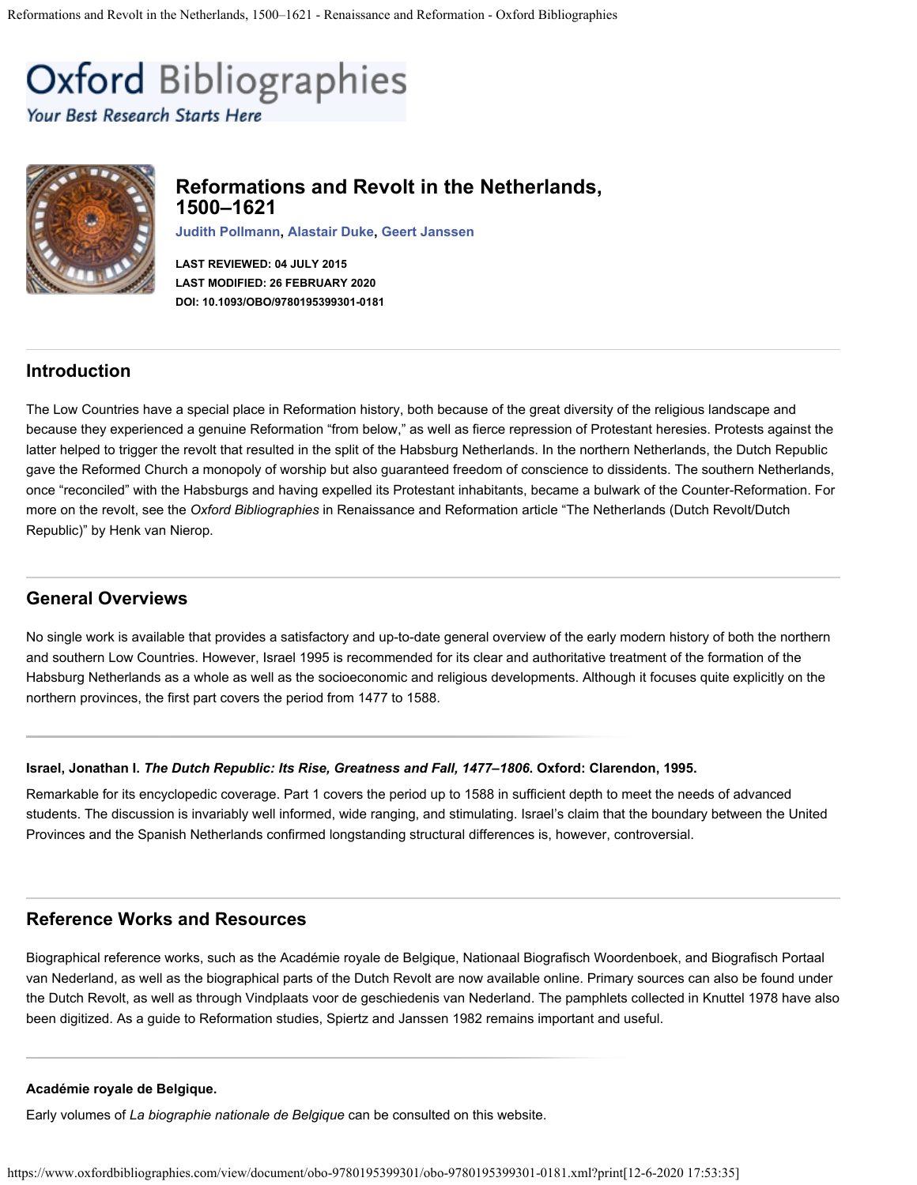# Reformations and Revolt in the Netherlands, 1500–1621

**Judith Pollmann, Alastair Duke, Geert Janssen**

**LAST REVIEWED: 04 JULY 2015**
**LAST MODIFIED: 26 FEBRUARY 2020**
**DOI: 10.1093/OBO/9780195399301-0181**

## Introduction

The Low Countries have a special place in Reformation history, both because of the great diversity of the religious landscape and because they experienced a genuine Reformation "from below," as well as fierce repression of Protestant heresies. Protests against the latter helped to trigger the revolt that resulted in the split of the Habsburg Netherlands. In the northern Netherlands, the Dutch Republic gave the Reformed Church a monopoly of worship but also guaranteed freedom of conscience to dissidents. The southern Netherlands, once "reconciled" with the Habsburgs and having expelled its Protestant inhabitants, became a bulwark of the Counter-Reformation. For more on the revolt, see the *Oxford Bibliographies* in Renaissance and Reformation article "The Netherlands (Dutch Revolt/Dutch Republic)" by Henk van Nierop.

## General Overviews

No single work is available that provides a satisfactory and up-to-date general overview of the early modern history of both the northern and southern Low Countries. However, Israel 1995 is recommended for its clear and authoritative treatment of the formation of the Habsburg Netherlands as a whole as well as the socioeconomic and religious developments. Although it focuses quite explicitly on the northern provinces, the first part covers the period from 1477 to 1588.

**Israel, Jonathan I. *The Dutch Republic: Its Rise, Greatness and Fall, 1477–1806*. Oxford: Clarendon, 1995.**

Remarkable for its encyclopedic coverage. Part 1 covers the period up to 1588 in sufficient depth to meet the needs of advanced students. The discussion is invariably well informed, wide ranging, and stimulating. Israel's claim that the boundary between the United Provinces and the Spanish Netherlands confirmed longstanding structural differences is, however, controversial.

## Reference Works and Resources

Biographical reference works, such as the Académie royale de Belgique, Nationaal Biografisch Woordenboek, and Biografisch Portaal van Nederland, as well as the biographical parts of the Dutch Revolt are now available online. Primary sources can also be found under the Dutch Revolt, as well as through Vindplaats voor de geschiedenis van Nederland. The pamphlets collected in Knuttel 1978 have also been digitized. As a guide to Reformation studies, Spiertz and Janssen 1982 remains important and useful.

**Académie royale de Belgique.**

Early volumes of *La biographie nationale de Belgique* can be consulted on this website.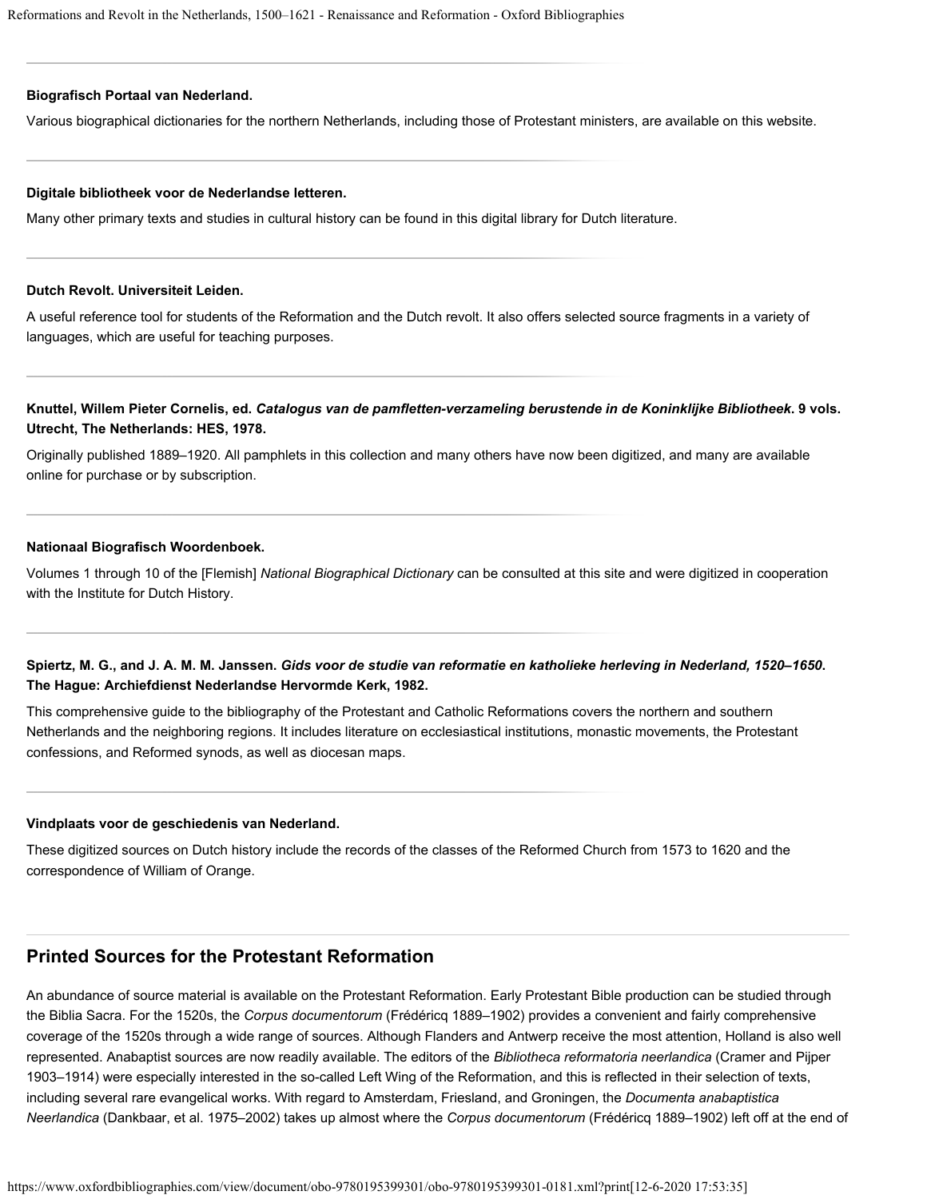**Biografisch Portaal van Nederland.**

Various biographical dictionaries for the northern Netherlands, including those of Protestant ministers, are available on this website.

**Digitale bibliotheek voor de Nederlandse letteren.**

Many other primary texts and studies in cultural history can be found in this digital library for Dutch literature.

**Dutch Revolt. Universiteit Leiden.**

A useful reference tool for students of the Reformation and the Dutch revolt. It also offers selected source fragments in a variety of languages, which are useful for teaching purposes.

**Knuttel, Willem Pieter Cornelis, ed. *Catalogus van de pamfletten-verzameling berustende in de Koninklijke Bibliotheek*. 9 vols. Utrecht, The Netherlands: HES, 1978.**

Originally published 1889–1920. All pamphlets in this collection and many others have now been digitized, and many are available online for purchase or by subscription.

**Nationaal Biografisch Woordenboek.**

Volumes 1 through 10 of the [Flemish] *National Biographical Dictionary* can be consulted at this site and were digitized in cooperation with the Institute for Dutch History.

**Spiertz, M. G., and J. A. M. M. Janssen. *Gids voor de studie van reformatie en katholieke herleving in Nederland, 1520–1650*. The Hague: Archiefdienst Nederlandse Hervormde Kerk, 1982.**

This comprehensive guide to the bibliography of the Protestant and Catholic Reformations covers the northern and southern Netherlands and the neighboring regions. It includes literature on ecclesiastical institutions, monastic movements, the Protestant confessions, and Reformed synods, as well as diocesan maps.

**Vindplaats voor de geschiedenis van Nederland.**

These digitized sources on Dutch history include the records of the classes of the Reformed Church from 1573 to 1620 and the correspondence of William of Orange.

## Printed Sources for the Protestant Reformation

An abundance of source material is available on the Protestant Reformation. Early Protestant Bible production can be studied through the Biblia Sacra. For the 1520s, the *Corpus documentorum* (Frédéricq 1889–1902) provides a convenient and fairly comprehensive coverage of the 1520s through a wide range of sources. Although Flanders and Antwerp receive the most attention, Holland is also well represented. Anabaptist sources are now readily available. The editors of the *Bibliotheca reformatoria neerlandica* (Cramer and Pijper 1903–1914) were especially interested in the so-called Left Wing of the Reformation, and this is reflected in their selection of texts, including several rare evangelical works. With regard to Amsterdam, Friesland, and Groningen, the *Documenta anabaptistica Neerlandica* (Dankbaar, et al. 1975–2002) takes up almost where the *Corpus documentorum* (Frédéricq 1889–1902) left off at the end of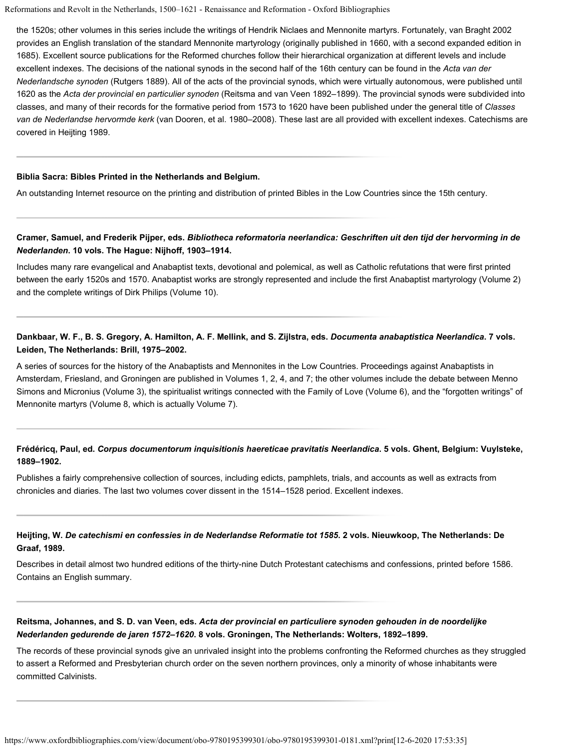the 1520s; other volumes in this series include the writings of Hendrik Niclaes and Mennonite martyrs. Fortunately, van Braght 2002 provides an English translation of the standard Mennonite martyrology (originally published in 1660, with a second expanded edition in 1685). Excellent source publications for the Reformed churches follow their hierarchical organization at different levels and include excellent indexes. The decisions of the national synods in the second half of the 16th century can be found in the *Acta van der Nederlandsche synoden* (Rutgers 1889). All of the acts of the provincial synods, which were virtually autonomous, were published until 1620 as the *Acta der provincial en particulier synoden* (Reitsma and van Veen 1892–1899). The provincial synods were subdivided into classes, and many of their records for the formative period from 1573 to 1620 have been published under the general title of *Classes van de Nederlandse hervormde kerk* (van Dooren, et al. 1980–2008). These last are all provided with excellent indexes. Catechisms are covered in Heijting 1989.

---

**Biblia Sacra: Bibles Printed in the Netherlands and Belgium.**

An outstanding Internet resource on the printing and distribution of printed Bibles in the Low Countries since the 15th century.

---

**Cramer, Samuel, and Frederik Pijper, eds. *Bibliotheca reformatoria neerlandica: Geschriften uit den tijd der hervorming in de Nederlanden*. 10 vols. The Hague: Nijhoff, 1903–1914.**

Includes many rare evangelical and Anabaptist texts, devotional and polemical, as well as Catholic refutations that were first printed between the early 1520s and 1570. Anabaptist works are strongly represented and include the first Anabaptist martyrology (Volume 2) and the complete writings of Dirk Philips (Volume 10).

---

**Dankbaar, W. F., B. S. Gregory, A. Hamilton, A. F. Mellink, and S. Zijlstra, eds. *Documenta anabaptistica Neerlandica*. 7 vols. Leiden, The Netherlands: Brill, 1975–2002.**

A series of sources for the history of the Anabaptists and Mennonites in the Low Countries. Proceedings against Anabaptists in Amsterdam, Friesland, and Groningen are published in Volumes 1, 2, 4, and 7; the other volumes include the debate between Menno Simons and Micronius (Volume 3), the spiritualist writings connected with the Family of Love (Volume 6), and the "forgotten writings" of Mennonite martyrs (Volume 8, which is actually Volume 7).

---

**Frédéricq, Paul, ed. *Corpus documentorum inquisitionis haereticae pravitatis Neerlandica*. 5 vols. Ghent, Belgium: Vuylsteke, 1889–1902.**

Publishes a fairly comprehensive collection of sources, including edicts, pamphlets, trials, and accounts as well as extracts from chronicles and diaries. The last two volumes cover dissent in the 1514–1528 period. Excellent indexes.

---

**Heijting, W. *De catechismi en confessies in de Nederlandse Reformatie tot 1585*. 2 vols. Nieuwkoop, The Netherlands: De Graaf, 1989.**

Describes in detail almost two hundred editions of the thirty-nine Dutch Protestant catechisms and confessions, printed before 1586. Contains an English summary.

---

**Reitsma, Johannes, and S. D. van Veen, eds. *Acta der provincial en particuliere synoden gehouden in de noordelijke Nederlanden gedurende de jaren 1572–1620*. 8 vols. Groningen, The Netherlands: Wolters, 1892–1899.**

The records of these provincial synods give an unrivaled insight into the problems confronting the Reformed churches as they struggled to assert a Reformed and Presbyterian church order on the seven northern provinces, only a minority of whose inhabitants were committed Calvinists.

---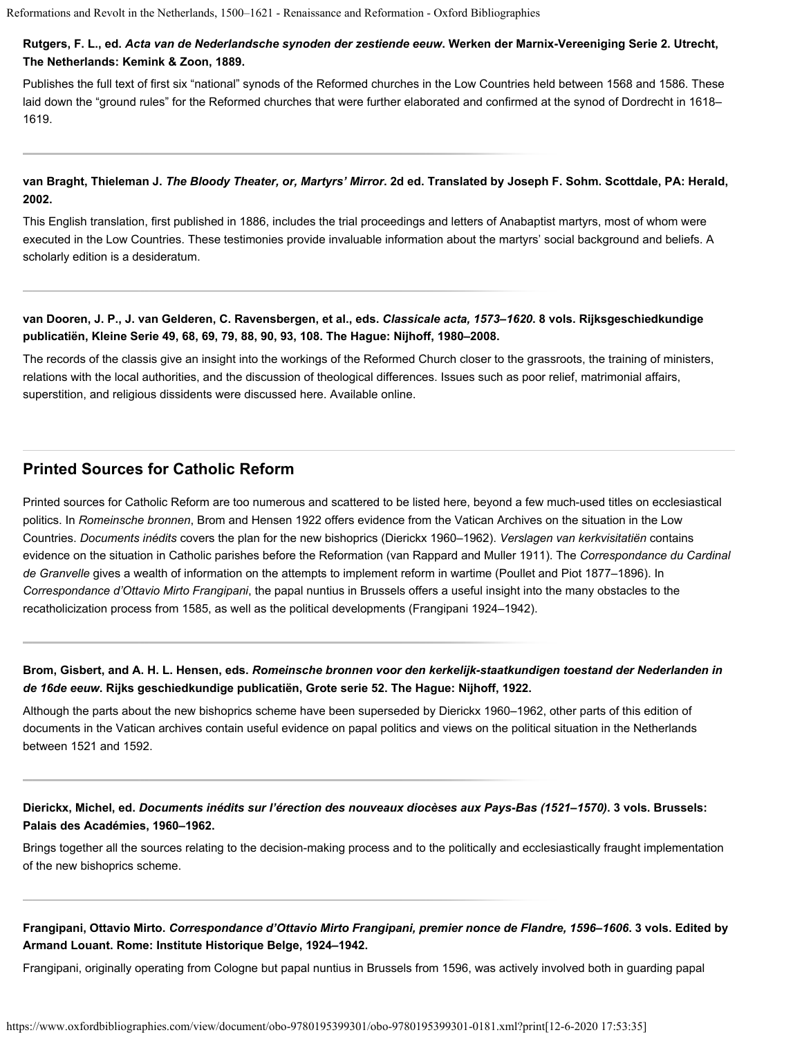**Rutgers, F. L., ed. *Acta van de Nederlandsche synoden der zestiende eeuw*. Werken der Marnix-Vereeniging Serie 2. Utrecht, The Netherlands: Kemink & Zoon, 1889.**

Publishes the full text of first six "national" synods of the Reformed churches in the Low Countries held between 1568 and 1586. These laid down the "ground rules" for the Reformed churches that were further elaborated and confirmed at the synod of Dordrecht in 1618–1619.

**van Braght, Thieleman J. *The Bloody Theater, or, Martyrs' Mirror*. 2d ed. Translated by Joseph F. Sohm. Scottdale, PA: Herald, 2002.**

This English translation, first published in 1886, includes the trial proceedings and letters of Anabaptist martyrs, most of whom were executed in the Low Countries. These testimonies provide invaluable information about the martyrs' social background and beliefs. A scholarly edition is a desideratum.

**van Dooren, J. P., J. van Gelderen, C. Ravensbergen, et al., eds. *Classicale acta, 1573–1620*. 8 vols. Rijksgeschiedkundige publicatiën, Kleine Serie 49, 68, 69, 79, 88, 90, 93, 108. The Hague: Nijhoff, 1980–2008.**

The records of the classis give an insight into the workings of the Reformed Church closer to the grassroots, the training of ministers, relations with the local authorities, and the discussion of theological differences. Issues such as poor relief, matrimonial affairs, superstition, and religious dissidents were discussed here. Available online.

## Printed Sources for Catholic Reform

Printed sources for Catholic Reform are too numerous and scattered to be listed here, beyond a few much-used titles on ecclesiastical politics. In *Romeinsche bronnen*, Brom and Hensen 1922 offers evidence from the Vatican Archives on the situation in the Low Countries. *Documents inédits* covers the plan for the new bishoprics (Dierickx 1960–1962). *Verslagen van kerkvisitatiën* contains evidence on the situation in Catholic parishes before the Reformation (van Rappard and Muller 1911). The *Correspondance du Cardinal de Granvelle* gives a wealth of information on the attempts to implement reform in wartime (Poullet and Piot 1877–1896). In *Correspondance d'Ottavio Mirto Frangipani*, the papal nuntius in Brussels offers a useful insight into the many obstacles to the recatholicization process from 1585, as well as the political developments (Frangipani 1924–1942).

**Brom, Gisbert, and A. H. L. Hensen, eds. *Romeinsche bronnen voor den kerkelijk-staatkundigen toestand der Nederlanden in de 16de eeuw*. Rijks geschiedkundige publicatiën, Grote serie 52. The Hague: Nijhoff, 1922.**

Although the parts about the new bishoprics scheme have been superseded by Dierickx 1960–1962, other parts of this edition of documents in the Vatican archives contain useful evidence on papal politics and views on the political situation in the Netherlands between 1521 and 1592.

**Dierickx, Michel, ed. *Documents inédits sur l'érection des nouveaux diocèses aux Pays-Bas (1521–1570)*. 3 vols. Brussels: Palais des Académies, 1960–1962.**

Brings together all the sources relating to the decision-making process and to the politically and ecclesiastically fraught implementation of the new bishoprics scheme.

**Frangipani, Ottavio Mirto. *Correspondance d'Ottavio Mirto Frangipani, premier nonce de Flandre, 1596–1606*. 3 vols. Edited by Armand Louant. Rome: Institute Historique Belge, 1924–1942.**

Frangipani, originally operating from Cologne but papal nuntius in Brussels from 1596, was actively involved both in guarding papal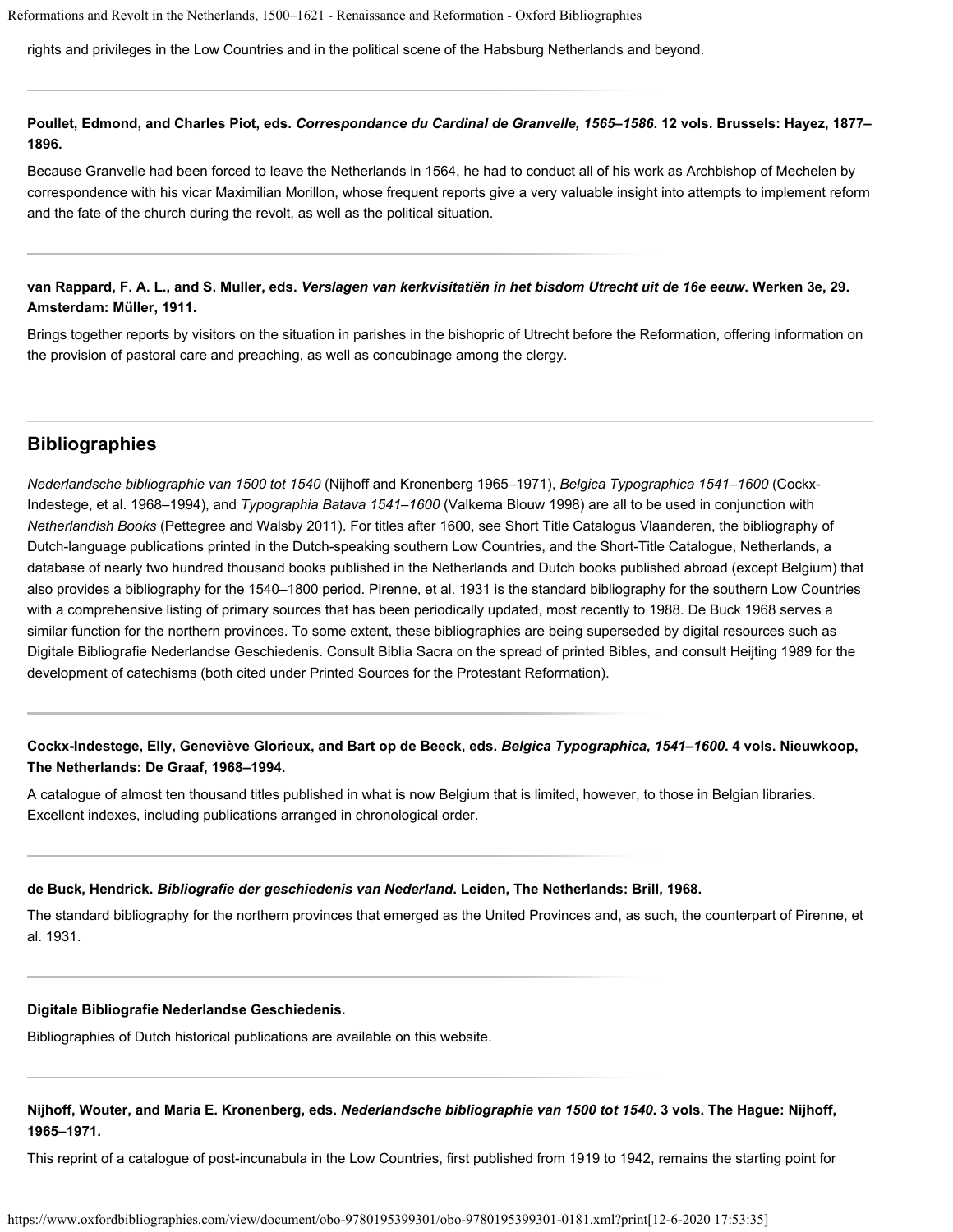rights and privileges in the Low Countries and in the political scene of the Habsburg Netherlands and beyond.

**Poullet, Edmond, and Charles Piot, eds. *Correspondance du Cardinal de Granvelle, 1565–1586*. 12 vols. Brussels: Hayez, 1877–1896.**

Because Granvelle had been forced to leave the Netherlands in 1564, he had to conduct all of his work as Archbishop of Mechelen by correspondence with his vicar Maximilian Morillon, whose frequent reports give a very valuable insight into attempts to implement reform and the fate of the church during the revolt, as well as the political situation.

**van Rappard, F. A. L., and S. Muller, eds. *Verslagen van kerkvisitatiën in het bisdom Utrecht uit de 16e eeuw*. Werken 3e, 29. Amsterdam: Müller, 1911.**

Brings together reports by visitors on the situation in parishes in the bishopric of Utrecht before the Reformation, offering information on the provision of pastoral care and preaching, as well as concubinage among the clergy.

## Bibliographies

*Nederlandsche bibliographie van 1500 tot 1540* (Nijhoff and Kronenberg 1965–1971), *Belgica Typographica 1541–1600* (Cockx-Indestege, et al. 1968–1994), and *Typographia Batava 1541–1600* (Valkema Blouw 1998) are all to be used in conjunction with *Netherlandish Books* (Pettegree and Walsby 2011). For titles after 1600, see Short Title Catalogus Vlaanderen, the bibliography of Dutch-language publications printed in the Dutch-speaking southern Low Countries, and the Short-Title Catalogue, Netherlands, a database of nearly two hundred thousand books published in the Netherlands and Dutch books published abroad (except Belgium) that also provides a bibliography for the 1540–1800 period. Pirenne, et al. 1931 is the standard bibliography for the southern Low Countries with a comprehensive listing of primary sources that has been periodically updated, most recently to 1988. De Buck 1968 serves a similar function for the northern provinces. To some extent, these bibliographies are being superseded by digital resources such as Digitale Bibliografie Nederlandse Geschiedenis. Consult Biblia Sacra on the spread of printed Bibles, and consult Heijting 1989 for the development of catechisms (both cited under Printed Sources for the Protestant Reformation).

**Cockx-Indestege, Elly, Geneviève Glorieux, and Bart op de Beeck, eds. *Belgica Typographica, 1541–1600*. 4 vols. Nieuwkoop, The Netherlands: De Graaf, 1968–1994.**

A catalogue of almost ten thousand titles published in what is now Belgium that is limited, however, to those in Belgian libraries. Excellent indexes, including publications arranged in chronological order.

**de Buck, Hendrick. *Bibliografie der geschiedenis van Nederland*. Leiden, The Netherlands: Brill, 1968.**

The standard bibliography for the northern provinces that emerged as the United Provinces and, as such, the counterpart of Pirenne, et al. 1931.

**Digitale Bibliografie Nederlandse Geschiedenis.**

Bibliographies of Dutch historical publications are available on this website.

**Nijhoff, Wouter, and Maria E. Kronenberg, eds. *Nederlandsche bibliographie van 1500 tot 1540*. 3 vols. The Hague: Nijhoff, 1965–1971.**

This reprint of a catalogue of post-incunabula in the Low Countries, first published from 1919 to 1942, remains the starting point for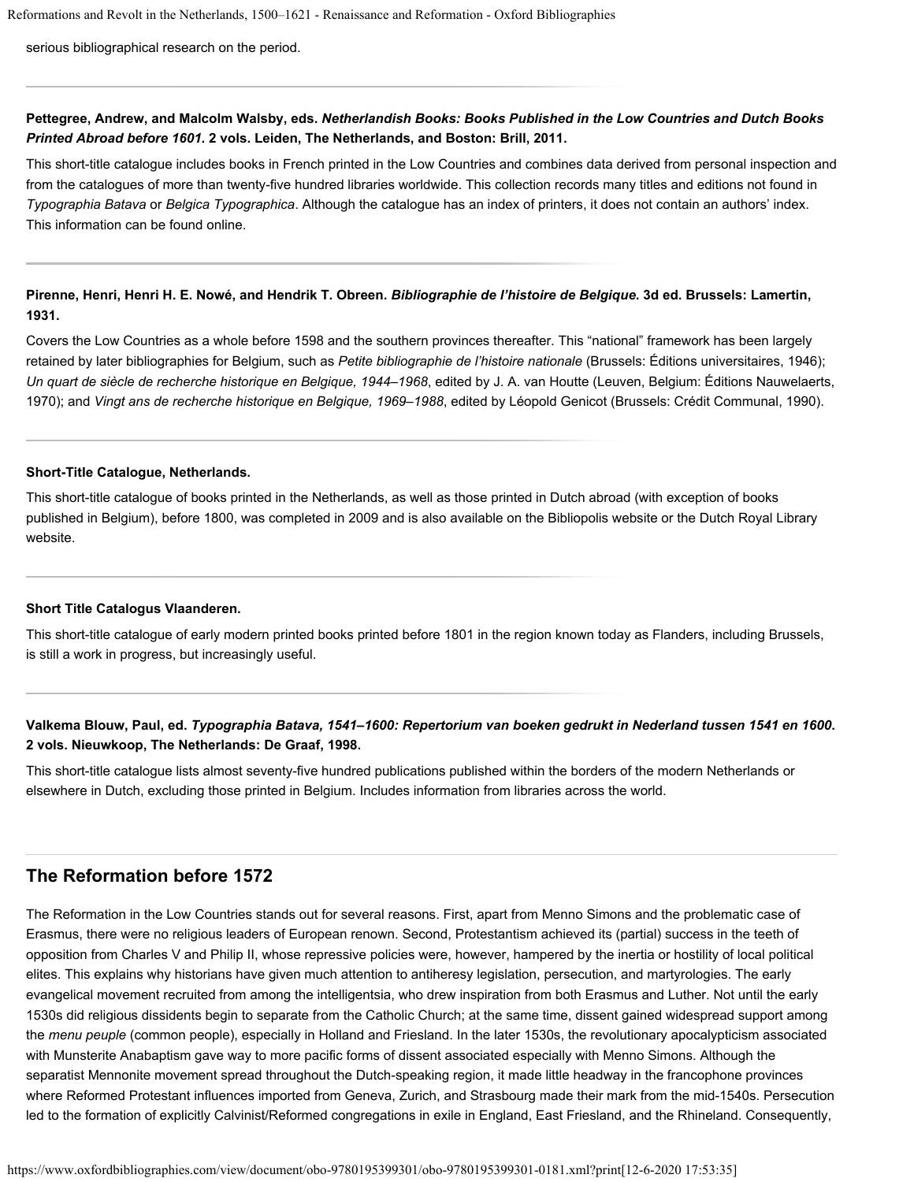serious bibliographical research on the period.

**Pettegree, Andrew, and Malcolm Walsby, eds. *Netherlandish Books: Books Published in the Low Countries and Dutch Books Printed Abroad before 1601*. 2 vols. Leiden, The Netherlands, and Boston: Brill, 2011.**

This short-title catalogue includes books in French printed in the Low Countries and combines data derived from personal inspection and from the catalogues of more than twenty-five hundred libraries worldwide. This collection records many titles and editions not found in *Typographia Batava* or *Belgica Typographica*. Although the catalogue has an index of printers, it does not contain an authors' index. This information can be found online.

**Pirenne, Henri, Henri H. E. Nowé, and Hendrik T. Obreen. *Bibliographie de l'histoire de Belgique*. 3d ed. Brussels: Lamertin, 1931.**

Covers the Low Countries as a whole before 1598 and the southern provinces thereafter. This "national" framework has been largely retained by later bibliographies for Belgium, such as *Petite bibliographie de l'histoire nationale* (Brussels: Éditions universitaires, 1946); *Un quart de siècle de recherche historique en Belgique, 1944–1968*, edited by J. A. van Houtte (Leuven, Belgium: Éditions Nauwelaerts, 1970); and *Vingt ans de recherche historique en Belgique, 1969–1988*, edited by Léopold Genicot (Brussels: Crédit Communal, 1990).

**Short-Title Catalogue, Netherlands.**

This short-title catalogue of books printed in the Netherlands, as well as those printed in Dutch abroad (with exception of books published in Belgium), before 1800, was completed in 2009 and is also available on the Bibliopolis website or the Dutch Royal Library website.

**Short Title Catalogus Vlaanderen.**

This short-title catalogue of early modern printed books printed before 1801 in the region known today as Flanders, including Brussels, is still a work in progress, but increasingly useful.

**Valkema Blouw, Paul, ed. *Typographia Batava, 1541–1600: Repertorium van boeken gedrukt in Nederland tussen 1541 en 1600*. 2 vols. Nieuwkoop, The Netherlands: De Graaf, 1998.**

This short-title catalogue lists almost seventy-five hundred publications published within the borders of the modern Netherlands or elsewhere in Dutch, excluding those printed in Belgium. Includes information from libraries across the world.

## The Reformation before 1572

The Reformation in the Low Countries stands out for several reasons. First, apart from Menno Simons and the problematic case of Erasmus, there were no religious leaders of European renown. Second, Protestantism achieved its (partial) success in the teeth of opposition from Charles V and Philip II, whose repressive policies were, however, hampered by the inertia or hostility of local political elites. This explains why historians have given much attention to antiheresy legislation, persecution, and martyrologies. The early evangelical movement recruited from among the intelligentsia, who drew inspiration from both Erasmus and Luther. Not until the early 1530s did religious dissidents begin to separate from the Catholic Church; at the same time, dissent gained widespread support among the *menu peuple* (common people), especially in Holland and Friesland. In the later 1530s, the revolutionary apocalypticism associated with Munsterite Anabaptism gave way to more pacific forms of dissent associated especially with Menno Simons. Although the separatist Mennonite movement spread throughout the Dutch-speaking region, it made little headway in the francophone provinces where Reformed Protestant influences imported from Geneva, Zurich, and Strasbourg made their mark from the mid-1540s. Persecution led to the formation of explicitly Calvinist/Reformed congregations in exile in England, East Friesland, and the Rhineland. Consequently,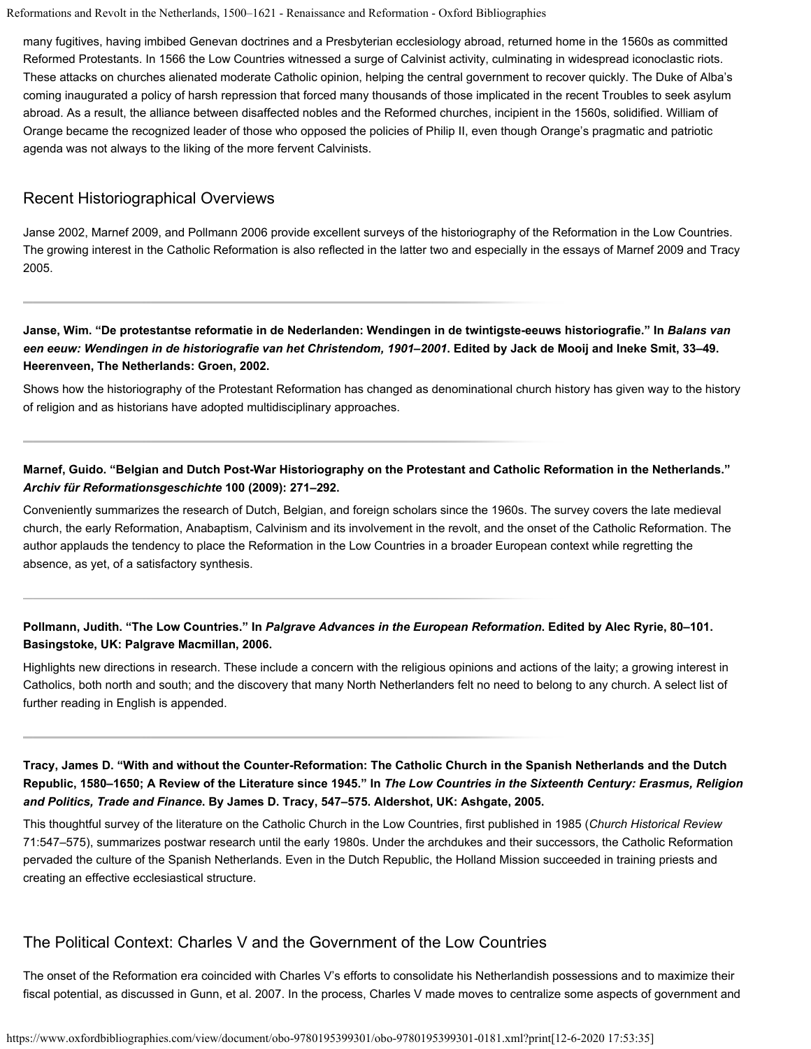many fugitives, having imbibed Genevan doctrines and a Presbyterian ecclesiology abroad, returned home in the 1560s as committed Reformed Protestants. In 1566 the Low Countries witnessed a surge of Calvinist activity, culminating in widespread iconoclastic riots. These attacks on churches alienated moderate Catholic opinion, helping the central government to recover quickly. The Duke of Alba's coming inaugurated a policy of harsh repression that forced many thousands of those implicated in the recent Troubles to seek asylum abroad. As a result, the alliance between disaffected nobles and the Reformed churches, incipient in the 1560s, solidified. William of Orange became the recognized leader of those who opposed the policies of Philip II, even though Orange's pragmatic and patriotic agenda was not always to the liking of the more fervent Calvinists.

## Recent Historiographical Overviews

Janse 2002, Marnef 2009, and Pollmann 2006 provide excellent surveys of the historiography of the Reformation in the Low Countries. The growing interest in the Catholic Reformation is also reflected in the latter two and especially in the essays of Marnef 2009 and Tracy 2005.

**Janse, Wim. "De protestantse reformatie in de Nederlanden: Wendingen in de twintigste-eeuws historiografie." In *Balans van een eeuw: Wendingen in de historiografie van het Christendom, 1901–2001*. Edited by Jack de Mooij and Ineke Smit, 33–49. Heerenveen, The Netherlands: Groen, 2002.**

Shows how the historiography of the Protestant Reformation has changed as denominational church history has given way to the history of religion and as historians have adopted multidisciplinary approaches.

**Marnef, Guido. "Belgian and Dutch Post-War Historiography on the Protestant and Catholic Reformation in the Netherlands." *Archiv für Reformationsgeschichte* 100 (2009): 271–292.**

Conveniently summarizes the research of Dutch, Belgian, and foreign scholars since the 1960s. The survey covers the late medieval church, the early Reformation, Anabaptism, Calvinism and its involvement in the revolt, and the onset of the Catholic Reformation. The author applauds the tendency to place the Reformation in the Low Countries in a broader European context while regretting the absence, as yet, of a satisfactory synthesis.

**Pollmann, Judith. "The Low Countries." In *Palgrave Advances in the European Reformation*. Edited by Alec Ryrie, 80–101. Basingstoke, UK: Palgrave Macmillan, 2006.**

Highlights new directions in research. These include a concern with the religious opinions and actions of the laity; a growing interest in Catholics, both north and south; and the discovery that many North Netherlanders felt no need to belong to any church. A select list of further reading in English is appended.

**Tracy, James D. "With and without the Counter-Reformation: The Catholic Church in the Spanish Netherlands and the Dutch Republic, 1580–1650; A Review of the Literature since 1945." In *The Low Countries in the Sixteenth Century: Erasmus, Religion and Politics, Trade and Finance*. By James D. Tracy, 547–575. Aldershot, UK: Ashgate, 2005.**

This thoughtful survey of the literature on the Catholic Church in the Low Countries, first published in 1985 (*Church Historical Review* 71:547–575), summarizes postwar research until the early 1980s. Under the archdukes and their successors, the Catholic Reformation pervaded the culture of the Spanish Netherlands. Even in the Dutch Republic, the Holland Mission succeeded in training priests and creating an effective ecclesiastical structure.

## The Political Context: Charles V and the Government of the Low Countries

The onset of the Reformation era coincided with Charles V's efforts to consolidate his Netherlandish possessions and to maximize their fiscal potential, as discussed in Gunn, et al. 2007. In the process, Charles V made moves to centralize some aspects of government and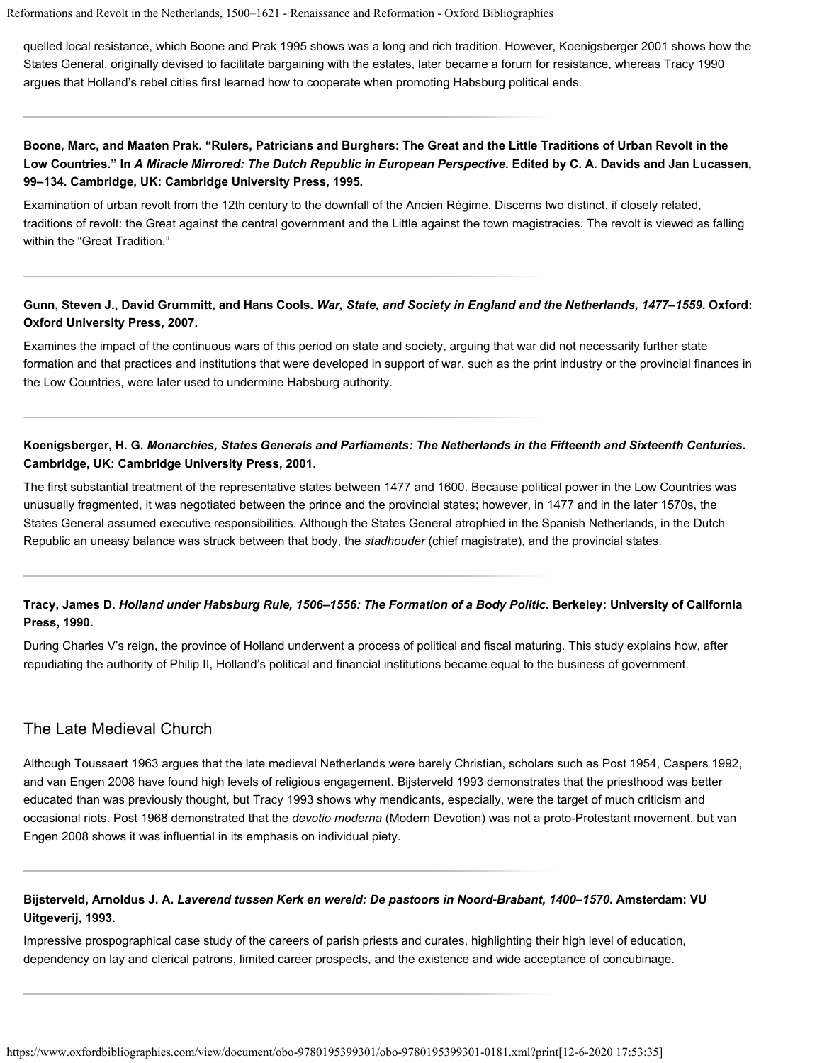quelled local resistance, which Boone and Prak 1995 shows was a long and rich tradition. However, Koenigsberger 2001 shows how the States General, originally devised to facilitate bargaining with the estates, later became a forum for resistance, whereas Tracy 1990 argues that Holland's rebel cities first learned how to cooperate when promoting Habsburg political ends.

**Boone, Marc, and Maaten Prak. "Rulers, Patricians and Burghers: The Great and the Little Traditions of Urban Revolt in the Low Countries." In *A Miracle Mirrored: The Dutch Republic in European Perspective*. Edited by C. A. Davids and Jan Lucassen, 99–134. Cambridge, UK: Cambridge University Press, 1995.**

Examination of urban revolt from the 12th century to the downfall of the Ancien Régime. Discerns two distinct, if closely related, traditions of revolt: the Great against the central government and the Little against the town magistracies. The revolt is viewed as falling within the "Great Tradition."

**Gunn, Steven J., David Grummitt, and Hans Cools. *War, State, and Society in England and the Netherlands, 1477–1559*. Oxford: Oxford University Press, 2007.**

Examines the impact of the continuous wars of this period on state and society, arguing that war did not necessarily further state formation and that practices and institutions that were developed in support of war, such as the print industry or the provincial finances in the Low Countries, were later used to undermine Habsburg authority.

**Koenigsberger, H. G. *Monarchies, States Generals and Parliaments: The Netherlands in the Fifteenth and Sixteenth Centuries*. Cambridge, UK: Cambridge University Press, 2001.**

The first substantial treatment of the representative states between 1477 and 1600. Because political power in the Low Countries was unusually fragmented, it was negotiated between the prince and the provincial states; however, in 1477 and in the later 1570s, the States General assumed executive responsibilities. Although the States General atrophied in the Spanish Netherlands, in the Dutch Republic an uneasy balance was struck between that body, the *stadhouder* (chief magistrate), and the provincial states.

**Tracy, James D. *Holland under Habsburg Rule, 1506–1556: The Formation of a Body Politic*. Berkeley: University of California Press, 1990.**

During Charles V's reign, the province of Holland underwent a process of political and fiscal maturing. This study explains how, after repudiating the authority of Philip II, Holland's political and financial institutions became equal to the business of government.

## The Late Medieval Church

Although Toussaert 1963 argues that the late medieval Netherlands were barely Christian, scholars such as Post 1954, Caspers 1992, and van Engen 2008 have found high levels of religious engagement. Bijsterveld 1993 demonstrates that the priesthood was better educated than was previously thought, but Tracy 1993 shows why mendicants, especially, were the target of much criticism and occasional riots. Post 1968 demonstrated that the *devotio moderna* (Modern Devotion) was not a proto-Protestant movement, but van Engen 2008 shows it was influential in its emphasis on individual piety.

**Bijsterveld, Arnoldus J. A. *Laverend tussen Kerk en wereld: De pastoors in Noord-Brabant, 1400–1570*. Amsterdam: VU Uitgeverij, 1993.**

Impressive prospographical case study of the careers of parish priests and curates, highlighting their high level of education, dependency on lay and clerical patrons, limited career prospects, and the existence and wide acceptance of concubinage.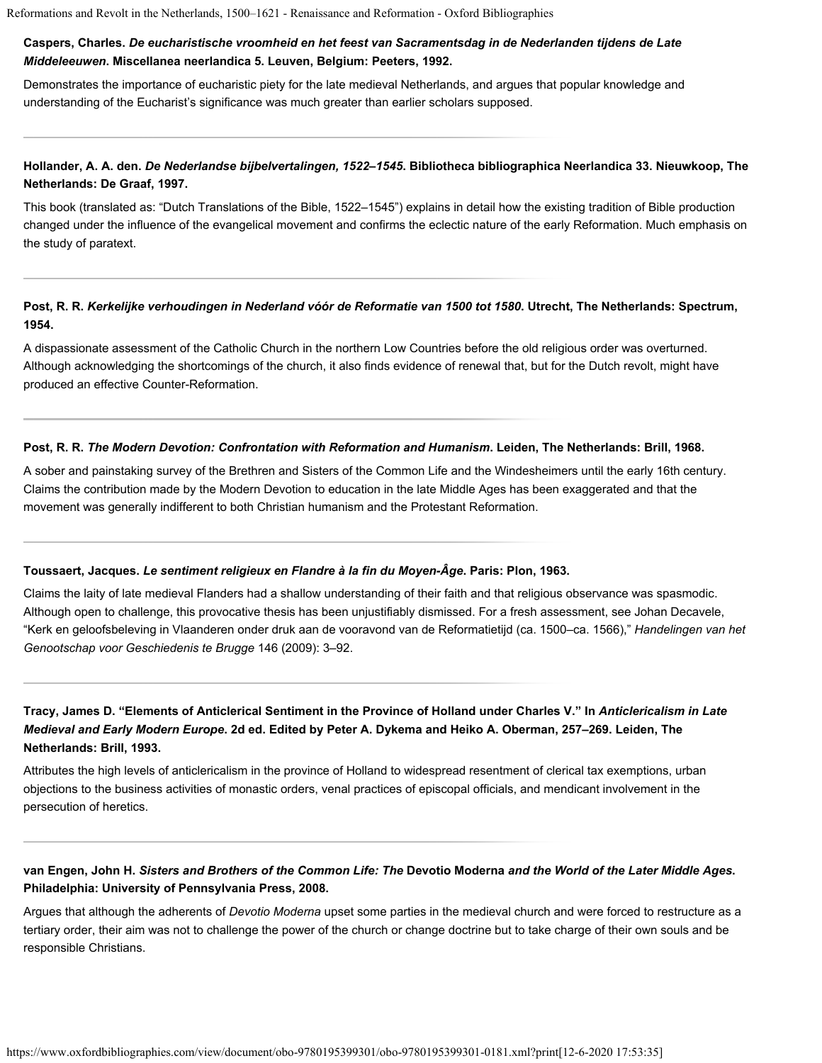**Caspers, Charles. *De eucharistische vroomheid en het feest van Sacramentsdag in de Nederlanden tijdens de Late Middeleeuwen*. Miscellanea neerlandica 5. Leuven, Belgium: Peeters, 1992.**

Demonstrates the importance of eucharistic piety for the late medieval Netherlands, and argues that popular knowledge and understanding of the Eucharist's significance was much greater than earlier scholars supposed.

---

**Hollander, A. A. den. *De Nederlandse bijbelvertalingen, 1522–1545*. Bibliotheca bibliographica Neerlandica 33. Nieuwkoop, The Netherlands: De Graaf, 1997.**

This book (translated as: "Dutch Translations of the Bible, 1522–1545") explains in detail how the existing tradition of Bible production changed under the influence of the evangelical movement and confirms the eclectic nature of the early Reformation. Much emphasis on the study of paratext.

---

**Post, R. R. *Kerkelijke verhoudingen in Nederland vóór de Reformatie van 1500 tot 1580*. Utrecht, The Netherlands: Spectrum, 1954.**

A dispassionate assessment of the Catholic Church in the northern Low Countries before the old religious order was overturned. Although acknowledging the shortcomings of the church, it also finds evidence of renewal that, but for the Dutch revolt, might have produced an effective Counter-Reformation.

---

**Post, R. R. *The Modern Devotion: Confrontation with Reformation and Humanism*. Leiden, The Netherlands: Brill, 1968.**

A sober and painstaking survey of the Brethren and Sisters of the Common Life and the Windesheimers until the early 16th century. Claims the contribution made by the Modern Devotion to education in the late Middle Ages has been exaggerated and that the movement was generally indifferent to both Christian humanism and the Protestant Reformation.

---

**Toussaert, Jacques. *Le sentiment religieux en Flandre à la fin du Moyen-Âge*. Paris: Plon, 1963.**

Claims the laity of late medieval Flanders had a shallow understanding of their faith and that religious observance was spasmodic. Although open to challenge, this provocative thesis has been unjustifiably dismissed. For a fresh assessment, see Johan Decavele, "Kerk en geloofsbeleving in Vlaanderen onder druk aan de vooravond van de Reformatietijd (ca. 1500–ca. 1566)," *Handelingen van het Genootschap voor Geschiedenis te Brugge* 146 (2009): 3–92.

---

**Tracy, James D. "Elements of Anticlerical Sentiment in the Province of Holland under Charles V." In *Anticlericalism in Late Medieval and Early Modern Europe*. 2d ed. Edited by Peter A. Dykema and Heiko A. Oberman, 257–269. Leiden, The Netherlands: Brill, 1993.**

Attributes the high levels of anticlericalism in the province of Holland to widespread resentment of clerical tax exemptions, urban objections to the business activities of monastic orders, venal practices of episcopal officials, and mendicant involvement in the persecution of heretics.

---

**van Engen, John H. *Sisters and Brothers of the Common Life: The* Devotio Moderna *and the World of the Later Middle Ages*. Philadelphia: University of Pennsylvania Press, 2008.**

Argues that although the adherents of *Devotio Moderna* upset some parties in the medieval church and were forced to restructure as a tertiary order, their aim was not to challenge the power of the church or change doctrine but to take charge of their own souls and be responsible Christians.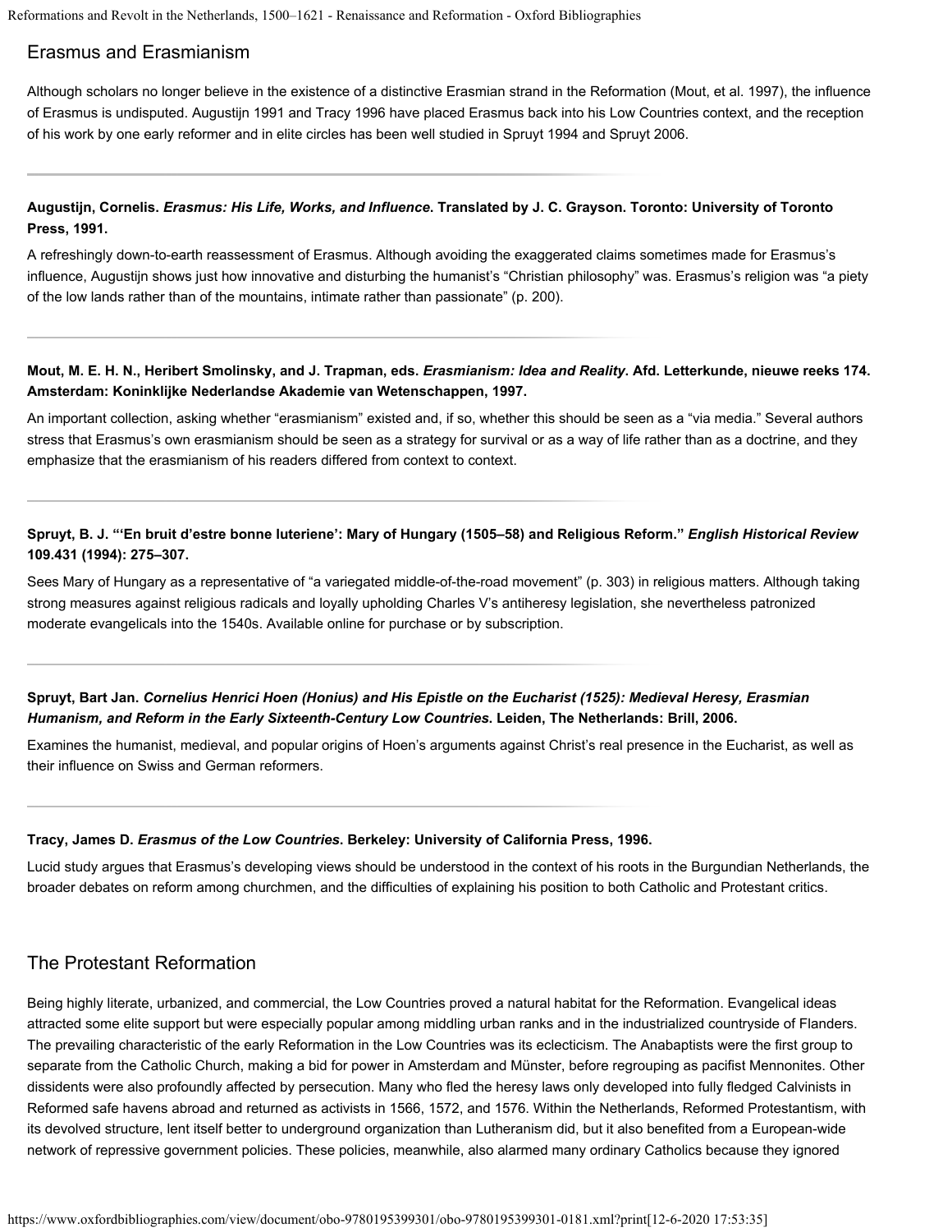## Erasmus and Erasmianism

Although scholars no longer believe in the existence of a distinctive Erasmian strand in the Reformation (Mout, et al. 1997), the influence of Erasmus is undisputed. Augustijn 1991 and Tracy 1996 have placed Erasmus back into his Low Countries context, and the reception of his work by one early reformer and in elite circles has been well studied in Spruyt 1994 and Spruyt 2006.

**Augustijn, Cornelis. *Erasmus: His Life, Works, and Influence*. Translated by J. C. Grayson. Toronto: University of Toronto Press, 1991.**

A refreshingly down-to-earth reassessment of Erasmus. Although avoiding the exaggerated claims sometimes made for Erasmus's influence, Augustijn shows just how innovative and disturbing the humanist's "Christian philosophy" was. Erasmus's religion was "a piety of the low lands rather than of the mountains, intimate rather than passionate" (p. 200).

**Mout, M. E. H. N., Heribert Smolinsky, and J. Trapman, eds. *Erasmianism: Idea and Reality*. Afd. Letterkunde, nieuwe reeks 174. Amsterdam: Koninklijke Nederlandse Akademie van Wetenschappen, 1997.**

An important collection, asking whether "erasmianism" existed and, if so, whether this should be seen as a "via media." Several authors stress that Erasmus's own erasmianism should be seen as a strategy for survival or as a way of life rather than as a doctrine, and they emphasize that the erasmianism of his readers differed from context to context.

**Spruyt, B. J. "'En bruit d'estre bonne luteriene': Mary of Hungary (1505–58) and Religious Reform." *English Historical Review* 109.431 (1994): 275–307.**

Sees Mary of Hungary as a representative of "a variegated middle-of-the-road movement" (p. 303) in religious matters. Although taking strong measures against religious radicals and loyally upholding Charles V's antiheresy legislation, she nevertheless patronized moderate evangelicals into the 1540s. Available online for purchase or by subscription.

**Spruyt, Bart Jan. *Cornelius Henrici Hoen (Honius) and His Epistle on the Eucharist (1525): Medieval Heresy, Erasmian Humanism, and Reform in the Early Sixteenth-Century Low Countries*. Leiden, The Netherlands: Brill, 2006.**

Examines the humanist, medieval, and popular origins of Hoen's arguments against Christ's real presence in the Eucharist, as well as their influence on Swiss and German reformers.

**Tracy, James D. *Erasmus of the Low Countries*. Berkeley: University of California Press, 1996.**

Lucid study argues that Erasmus's developing views should be understood in the context of his roots in the Burgundian Netherlands, the broader debates on reform among churchmen, and the difficulties of explaining his position to both Catholic and Protestant critics.

## The Protestant Reformation

Being highly literate, urbanized, and commercial, the Low Countries proved a natural habitat for the Reformation. Evangelical ideas attracted some elite support but were especially popular among middling urban ranks and in the industrialized countryside of Flanders. The prevailing characteristic of the early Reformation in the Low Countries was its eclecticism. The Anabaptists were the first group to separate from the Catholic Church, making a bid for power in Amsterdam and Münster, before regrouping as pacifist Mennonites. Other dissidents were also profoundly affected by persecution. Many who fled the heresy laws only developed into fully fledged Calvinists in Reformed safe havens abroad and returned as activists in 1566, 1572, and 1576. Within the Netherlands, Reformed Protestantism, with its devolved structure, lent itself better to underground organization than Lutheranism did, but it also benefited from a European-wide network of repressive government policies. These policies, meanwhile, also alarmed many ordinary Catholics because they ignored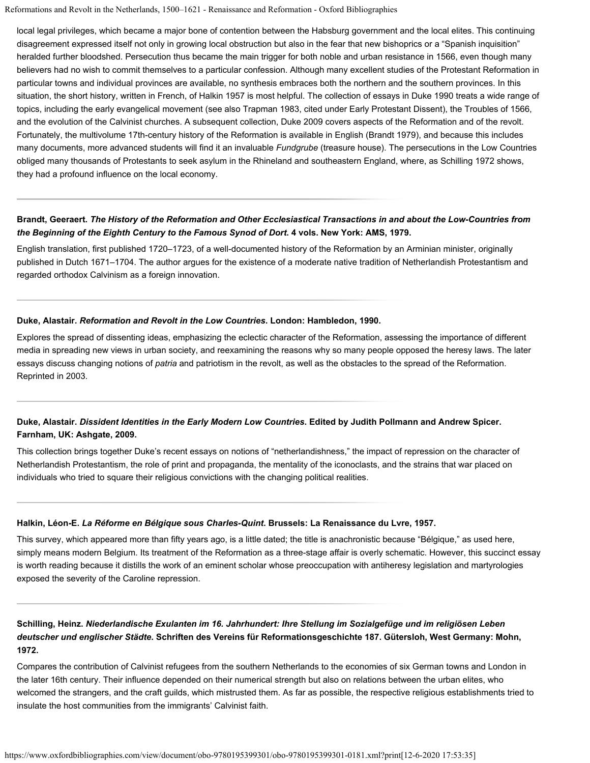local legal privileges, which became a major bone of contention between the Habsburg government and the local elites. This continuing disagreement expressed itself not only in growing local obstruction but also in the fear that new bishoprics or a "Spanish inquisition" heralded further bloodshed. Persecution thus became the main trigger for both noble and urban resistance in 1566, even though many believers had no wish to commit themselves to a particular confession. Although many excellent studies of the Protestant Reformation in particular towns and individual provinces are available, no synthesis embraces both the northern and the southern provinces. In this situation, the short history, written in French, of Halkin 1957 is most helpful. The collection of essays in Duke 1990 treats a wide range of topics, including the early evangelical movement (see also Trapman 1983, cited under Early Protestant Dissent), the Troubles of 1566, and the evolution of the Calvinist churches. A subsequent collection, Duke 2009 covers aspects of the Reformation and of the revolt. Fortunately, the multivolume 17th-century history of the Reformation is available in English (Brandt 1979), and because this includes many documents, more advanced students will find it an invaluable *Fundgrube* (treasure house). The persecutions in the Low Countries obliged many thousands of Protestants to seek asylum in the Rhineland and southeastern England, where, as Schilling 1972 shows, they had a profound influence on the local economy.

---

**Brandt, Geeraert. *The History of the Reformation and Other Ecclesiastical Transactions in and about the Low-Countries from the Beginning of the Eighth Century to the Famous Synod of Dort*. 4 vols. New York: AMS, 1979.**

English translation, first published 1720–1723, of a well-documented history of the Reformation by an Arminian minister, originally published in Dutch 1671–1704. The author argues for the existence of a moderate native tradition of Netherlandish Protestantism and regarded orthodox Calvinism as a foreign innovation.

---

**Duke, Alastair. *Reformation and Revolt in the Low Countries*. London: Hambledon, 1990.**

Explores the spread of dissenting ideas, emphasizing the eclectic character of the Reformation, assessing the importance of different media in spreading new views in urban society, and reexamining the reasons why so many people opposed the heresy laws. The later essays discuss changing notions of *patria* and patriotism in the revolt, as well as the obstacles to the spread of the Reformation. Reprinted in 2003.

---

**Duke, Alastair. *Dissident Identities in the Early Modern Low Countries*. Edited by Judith Pollmann and Andrew Spicer. Farnham, UK: Ashgate, 2009.**

This collection brings together Duke's recent essays on notions of "netherlandishness," the impact of repression on the character of Netherlandish Protestantism, the role of print and propaganda, the mentality of the iconoclasts, and the strains that war placed on individuals who tried to square their religious convictions with the changing political realities.

---

**Halkin, Léon-E. *La Réforme en Bélgique sous Charles-Quint*. Brussels: La Renaissance du Lvre, 1957.**

This survey, which appeared more than fifty years ago, is a little dated; the title is anachronistic because "Bélgique," as used here, simply means modern Belgium. Its treatment of the Reformation as a three-stage affair is overly schematic. However, this succinct essay is worth reading because it distills the work of an eminent scholar whose preoccupation with antiheresy legislation and martyrologies exposed the severity of the Caroline repression.

---

**Schilling, Heinz. *Niederlandische Exulanten im 16. Jahrhundert: Ihre Stellung im Sozialgefüge und im religiösen Leben deutscher und englischer Städte*. Schriften des Vereins für Reformationsgeschichte 187. Gütersloh, West Germany: Mohn, 1972.**

Compares the contribution of Calvinist refugees from the southern Netherlands to the economies of six German towns and London in the later 16th century. Their influence depended on their numerical strength but also on relations between the urban elites, who welcomed the strangers, and the craft guilds, which mistrusted them. As far as possible, the respective religious establishments tried to insulate the host communities from the immigrants' Calvinist faith.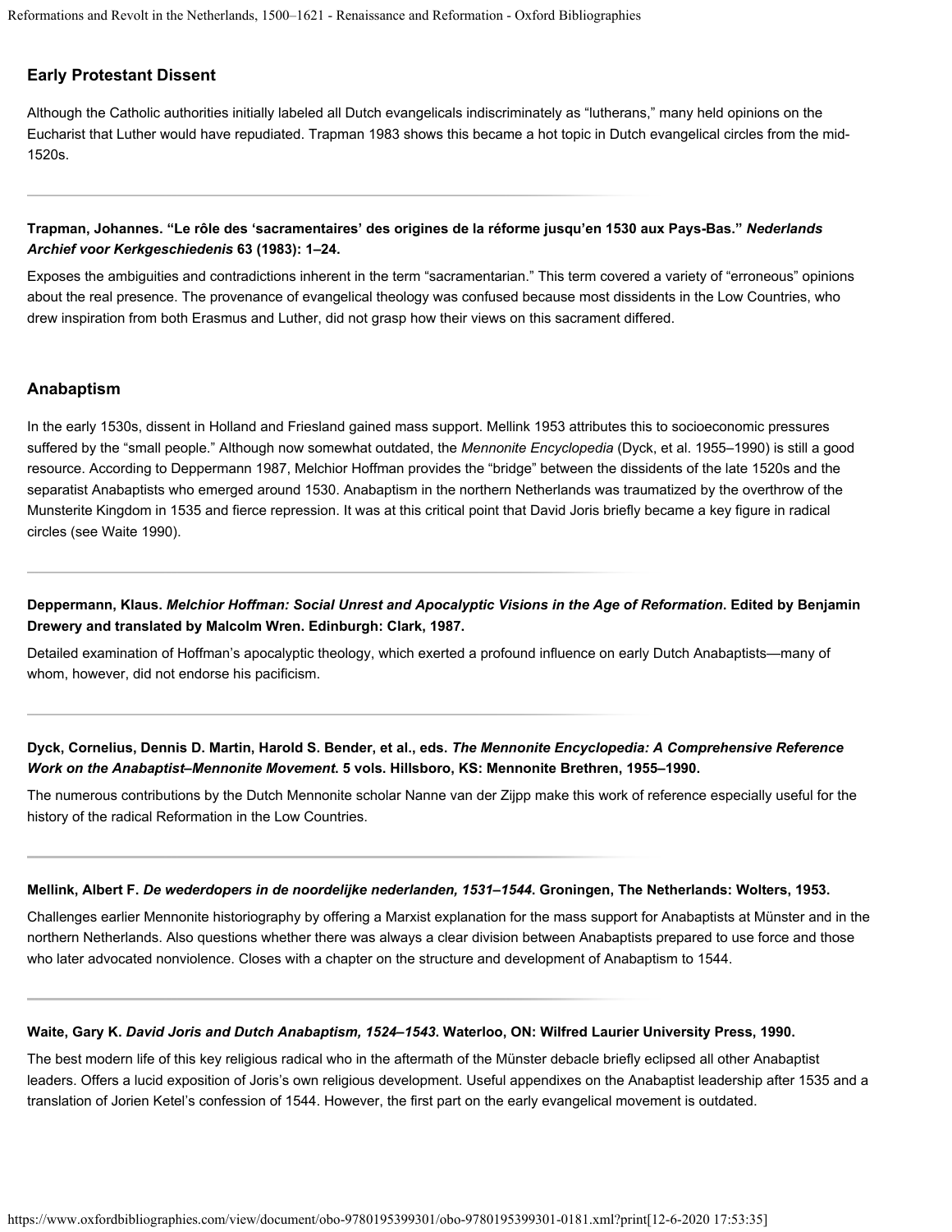## Early Protestant Dissent

Although the Catholic authorities initially labeled all Dutch evangelicals indiscriminately as "lutherans," many held opinions on the Eucharist that Luther would have repudiated. Trapman 1983 shows this became a hot topic in Dutch evangelical circles from the mid-1520s.

**Trapman, Johannes. "Le rôle des 'sacramentaires' des origines de la réforme jusqu'en 1530 aux Pays-Bas."** ***Nederlands Archief voor Kerkgeschiedenis*** **63 (1983): 1–24.**

Exposes the ambiguities and contradictions inherent in the term "sacramentarian." This term covered a variety of "erroneous" opinions about the real presence. The provenance of evangelical theology was confused because most dissidents in the Low Countries, who drew inspiration from both Erasmus and Luther, did not grasp how their views on this sacrament differed.

## Anabaptism

In the early 1530s, dissent in Holland and Friesland gained mass support. Mellink 1953 attributes this to socioeconomic pressures suffered by the "small people." Although now somewhat outdated, the *Mennonite Encyclopedia* (Dyck, et al. 1955–1990) is still a good resource. According to Deppermann 1987, Melchior Hoffman provides the "bridge" between the dissidents of the late 1520s and the separatist Anabaptists who emerged around 1530. Anabaptism in the northern Netherlands was traumatized by the overthrow of the Munsterite Kingdom in 1535 and fierce repression. It was at this critical point that David Joris briefly became a key figure in radical circles (see Waite 1990).

**Deppermann, Klaus.** ***Melchior Hoffman: Social Unrest and Apocalyptic Visions in the Age of Reformation*****. Edited by Benjamin Drewery and translated by Malcolm Wren. Edinburgh: Clark, 1987.**

Detailed examination of Hoffman's apocalyptic theology, which exerted a profound influence on early Dutch Anabaptists—many of whom, however, did not endorse his pacificism.

**Dyck, Cornelius, Dennis D. Martin, Harold S. Bender, et al., eds.** ***The Mennonite Encyclopedia: A Comprehensive Reference Work on the Anabaptist–Mennonite Movement*****. 5 vols. Hillsboro, KS: Mennonite Brethren, 1955–1990.**

The numerous contributions by the Dutch Mennonite scholar Nanne van der Zijpp make this work of reference especially useful for the history of the radical Reformation in the Low Countries.

**Mellink, Albert F.** ***De wederdopers in de noordelijke nederlanden, 1531–1544*****. Groningen, The Netherlands: Wolters, 1953.**

Challenges earlier Mennonite historiography by offering a Marxist explanation for the mass support for Anabaptists at Münster and in the northern Netherlands. Also questions whether there was always a clear division between Anabaptists prepared to use force and those who later advocated nonviolence. Closes with a chapter on the structure and development of Anabaptism to 1544.

**Waite, Gary K.** ***David Joris and Dutch Anabaptism, 1524–1543*****. Waterloo, ON: Wilfred Laurier University Press, 1990.**

The best modern life of this key religious radical who in the aftermath of the Münster debacle briefly eclipsed all other Anabaptist leaders. Offers a lucid exposition of Joris's own religious development. Useful appendixes on the Anabaptist leadership after 1535 and a translation of Jorien Ketel's confession of 1544. However, the first part on the early evangelical movement is outdated.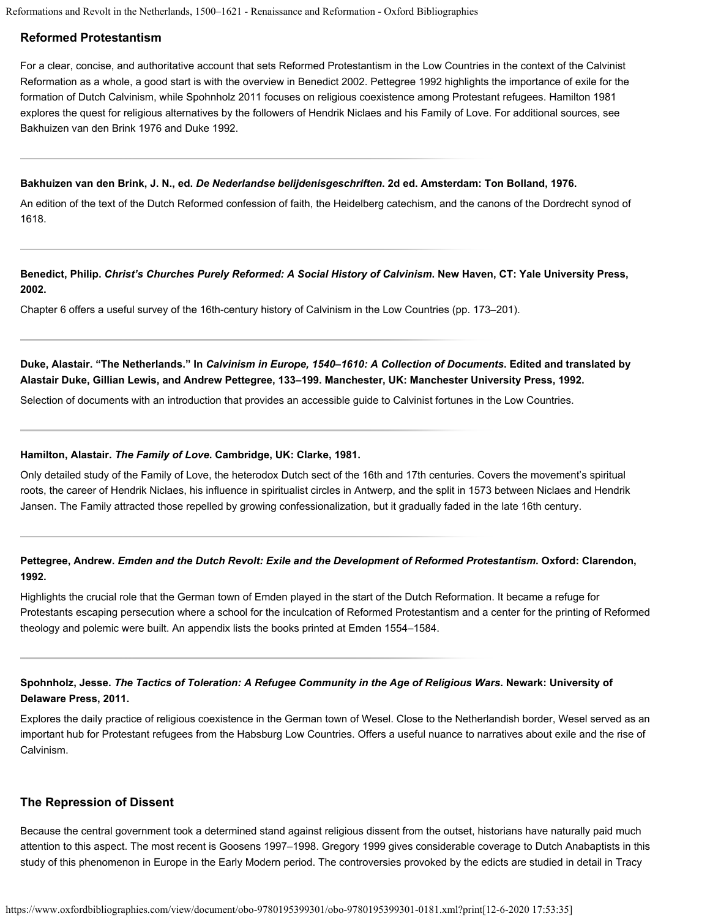## Reformed Protestantism

For a clear, concise, and authoritative account that sets Reformed Protestantism in the Low Countries in the context of the Calvinist Reformation as a whole, a good start is with the overview in Benedict 2002. Pettegree 1992 highlights the importance of exile for the formation of Dutch Calvinism, while Spohnholz 2011 focuses on religious coexistence among Protestant refugees. Hamilton 1981 explores the quest for religious alternatives by the followers of Hendrik Niclaes and his Family of Love. For additional sources, see Bakhuizen van den Brink 1976 and Duke 1992.

**Bakhuizen van den Brink, J. N., ed. *De Nederlandse belijdenisgeschriften*. 2d ed. Amsterdam: Ton Bolland, 1976.**

An edition of the text of the Dutch Reformed confession of faith, the Heidelberg catechism, and the canons of the Dordrecht synod of 1618.

**Benedict, Philip. *Christ's Churches Purely Reformed: A Social History of Calvinism*. New Haven, CT: Yale University Press, 2002.**

Chapter 6 offers a useful survey of the 16th-century history of Calvinism in the Low Countries (pp. 173–201).

**Duke, Alastair. "The Netherlands." In *Calvinism in Europe, 1540–1610: A Collection of Documents*. Edited and translated by Alastair Duke, Gillian Lewis, and Andrew Pettegree, 133–199. Manchester, UK: Manchester University Press, 1992.**

Selection of documents with an introduction that provides an accessible guide to Calvinist fortunes in the Low Countries.

**Hamilton, Alastair. *The Family of Love*. Cambridge, UK: Clarke, 1981.**

Only detailed study of the Family of Love, the heterodox Dutch sect of the 16th and 17th centuries. Covers the movement's spiritual roots, the career of Hendrik Niclaes, his influence in spiritualist circles in Antwerp, and the split in 1573 between Niclaes and Hendrik Jansen. The Family attracted those repelled by growing confessionalization, but it gradually faded in the late 16th century.

**Pettegree, Andrew. *Emden and the Dutch Revolt: Exile and the Development of Reformed Protestantism*. Oxford: Clarendon, 1992.**

Highlights the crucial role that the German town of Emden played in the start of the Dutch Reformation. It became a refuge for Protestants escaping persecution where a school for the inculcation of Reformed Protestantism and a center for the printing of Reformed theology and polemic were built. An appendix lists the books printed at Emden 1554–1584.

**Spohnholz, Jesse. *The Tactics of Toleration: A Refugee Community in the Age of Religious Wars*. Newark: University of Delaware Press, 2011.**

Explores the daily practice of religious coexistence in the German town of Wesel. Close to the Netherlandish border, Wesel served as an important hub for Protestant refugees from the Habsburg Low Countries. Offers a useful nuance to narratives about exile and the rise of Calvinism.

## The Repression of Dissent

Because the central government took a determined stand against religious dissent from the outset, historians have naturally paid much attention to this aspect. The most recent is Goosens 1997–1998. Gregory 1999 gives considerable coverage to Dutch Anabaptists in this study of this phenomenon in Europe in the Early Modern period. The controversies provoked by the edicts are studied in detail in Tracy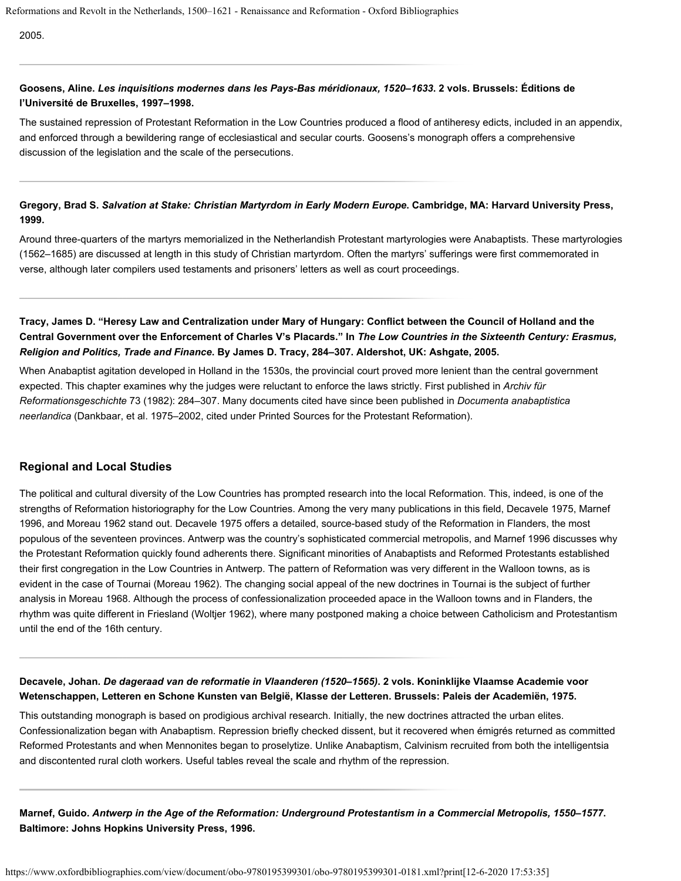2005.

**Goosens, Aline. *Les inquisitions modernes dans les Pays-Bas méridionaux, 1520–1633*. 2 vols. Brussels: Éditions de l'Université de Bruxelles, 1997–1998.**

The sustained repression of Protestant Reformation in the Low Countries produced a flood of antiheresy edicts, included in an appendix, and enforced through a bewildering range of ecclesiastical and secular courts. Goosens's monograph offers a comprehensive discussion of the legislation and the scale of the persecutions.

**Gregory, Brad S. *Salvation at Stake: Christian Martyrdom in Early Modern Europe*. Cambridge, MA: Harvard University Press, 1999.**

Around three-quarters of the martyrs memorialized in the Netherlandish Protestant martyrologies were Anabaptists. These martyrologies (1562–1685) are discussed at length in this study of Christian martyrdom. Often the martyrs' sufferings were first commemorated in verse, although later compilers used testaments and prisoners' letters as well as court proceedings.

**Tracy, James D. "Heresy Law and Centralization under Mary of Hungary: Conflict between the Council of Holland and the Central Government over the Enforcement of Charles V's Placards." In *The Low Countries in the Sixteenth Century: Erasmus, Religion and Politics, Trade and Finance*. By James D. Tracy, 284–307. Aldershot, UK: Ashgate, 2005.**

When Anabaptist agitation developed in Holland in the 1530s, the provincial court proved more lenient than the central government expected. This chapter examines why the judges were reluctant to enforce the laws strictly. First published in *Archiv für Reformationsgeschichte* 73 (1982): 284–307. Many documents cited have since been published in *Documenta anabaptistica neerlandica* (Dankbaar, et al. 1975–2002, cited under Printed Sources for the Protestant Reformation).

## Regional and Local Studies

The political and cultural diversity of the Low Countries has prompted research into the local Reformation. This, indeed, is one of the strengths of Reformation historiography for the Low Countries. Among the very many publications in this field, Decavele 1975, Marnef 1996, and Moreau 1962 stand out. Decavele 1975 offers a detailed, source-based study of the Reformation in Flanders, the most populous of the seventeen provinces. Antwerp was the country's sophisticated commercial metropolis, and Marnef 1996 discusses why the Protestant Reformation quickly found adherents there. Significant minorities of Anabaptists and Reformed Protestants established their first congregation in the Low Countries in Antwerp. The pattern of Reformation was very different in the Walloon towns, as is evident in the case of Tournai (Moreau 1962). The changing social appeal of the new doctrines in Tournai is the subject of further analysis in Moreau 1968. Although the process of confessionalization proceeded apace in the Walloon towns and in Flanders, the rhythm was quite different in Friesland (Woltjer 1962), where many postponed making a choice between Catholicism and Protestantism until the end of the 16th century.

**Decavele, Johan. *De dageraad van de reformatie in Vlaanderen (1520–1565)*. 2 vols. Koninklijke Vlaamse Academie voor Wetenschappen, Letteren en Schone Kunsten van België, Klasse der Letteren. Brussels: Paleis der Academiën, 1975.**

This outstanding monograph is based on prodigious archival research. Initially, the new doctrines attracted the urban elites. Confessionalization began with Anabaptism. Repression briefly checked dissent, but it recovered when émigrés returned as committed Reformed Protestants and when Mennonites began to proselytize. Unlike Anabaptism, Calvinism recruited from both the intelligentsia and discontented rural cloth workers. Useful tables reveal the scale and rhythm of the repression.

**Marnef, Guido. *Antwerp in the Age of the Reformation: Underground Protestantism in a Commercial Metropolis, 1550–1577*. Baltimore: Johns Hopkins University Press, 1996.**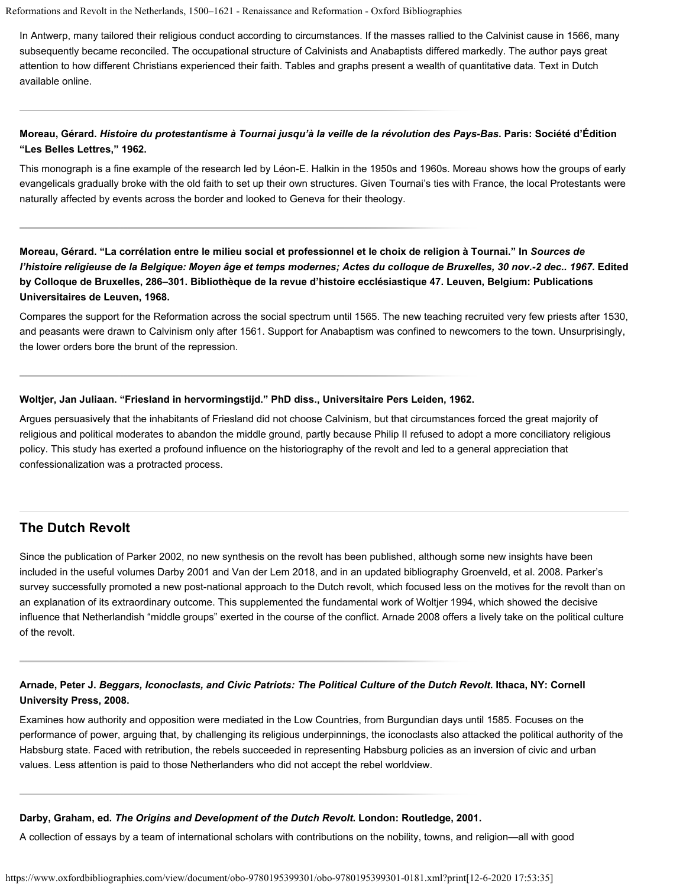In Antwerp, many tailored their religious conduct according to circumstances. If the masses rallied to the Calvinist cause in 1566, many subsequently became reconciled. The occupational structure of Calvinists and Anabaptists differed markedly. The author pays great attention to how different Christians experienced their faith. Tables and graphs present a wealth of quantitative data. Text in Dutch available online.

**Moreau, Gérard. *Histoire du protestantisme à Tournai jusqu'à la veille de la révolution des Pays-Bas*. Paris: Société d'Édition "Les Belles Lettres," 1962.**

This monograph is a fine example of the research led by Léon-E. Halkin in the 1950s and 1960s. Moreau shows how the groups of early evangelicals gradually broke with the old faith to set up their own structures. Given Tournai's ties with France, the local Protestants were naturally affected by events across the border and looked to Geneva for their theology.

**Moreau, Gérard. "La corrélation entre le milieu social et professionnel et le choix de religion à Tournai." In *Sources de l'histoire religieuse de la Belgique: Moyen âge et temps modernes; Actes du colloque de Bruxelles, 30 nov.-2 dec.. 1967*. Edited by Colloque de Bruxelles, 286–301. Bibliothèque de la revue d'histoire ecclésiastique 47. Leuven, Belgium: Publications Universitaires de Leuven, 1968.**

Compares the support for the Reformation across the social spectrum until 1565. The new teaching recruited very few priests after 1530, and peasants were drawn to Calvinism only after 1561. Support for Anabaptism was confined to newcomers to the town. Unsurprisingly, the lower orders bore the brunt of the repression.

**Woltjer, Jan Juliaan. "Friesland in hervormingstijd." PhD diss., Universitaire Pers Leiden, 1962.**

Argues persuasively that the inhabitants of Friesland did not choose Calvinism, but that circumstances forced the great majority of religious and political moderates to abandon the middle ground, partly because Philip II refused to adopt a more conciliatory religious policy. This study has exerted a profound influence on the historiography of the revolt and led to a general appreciation that confessionalization was a protracted process.

## The Dutch Revolt

Since the publication of Parker 2002, no new synthesis on the revolt has been published, although some new insights have been included in the useful volumes Darby 2001 and Van der Lem 2018, and in an updated bibliography Groenveld, et al. 2008. Parker's survey successfully promoted a new post-national approach to the Dutch revolt, which focused less on the motives for the revolt than on an explanation of its extraordinary outcome. This supplemented the fundamental work of Woltjer 1994, which showed the decisive influence that Netherlandish "middle groups" exerted in the course of the conflict. Arnade 2008 offers a lively take on the political culture of the revolt.

**Arnade, Peter J. *Beggars, Iconoclasts, and Civic Patriots: The Political Culture of the Dutch Revolt*. Ithaca, NY: Cornell University Press, 2008.**

Examines how authority and opposition were mediated in the Low Countries, from Burgundian days until 1585. Focuses on the performance of power, arguing that, by challenging its religious underpinnings, the iconoclasts also attacked the political authority of the Habsburg state. Faced with retribution, the rebels succeeded in representing Habsburg policies as an inversion of civic and urban values. Less attention is paid to those Netherlanders who did not accept the rebel worldview.

**Darby, Graham, ed. *The Origins and Development of the Dutch Revolt*. London: Routledge, 2001.**

A collection of essays by a team of international scholars with contributions on the nobility, towns, and religion—all with good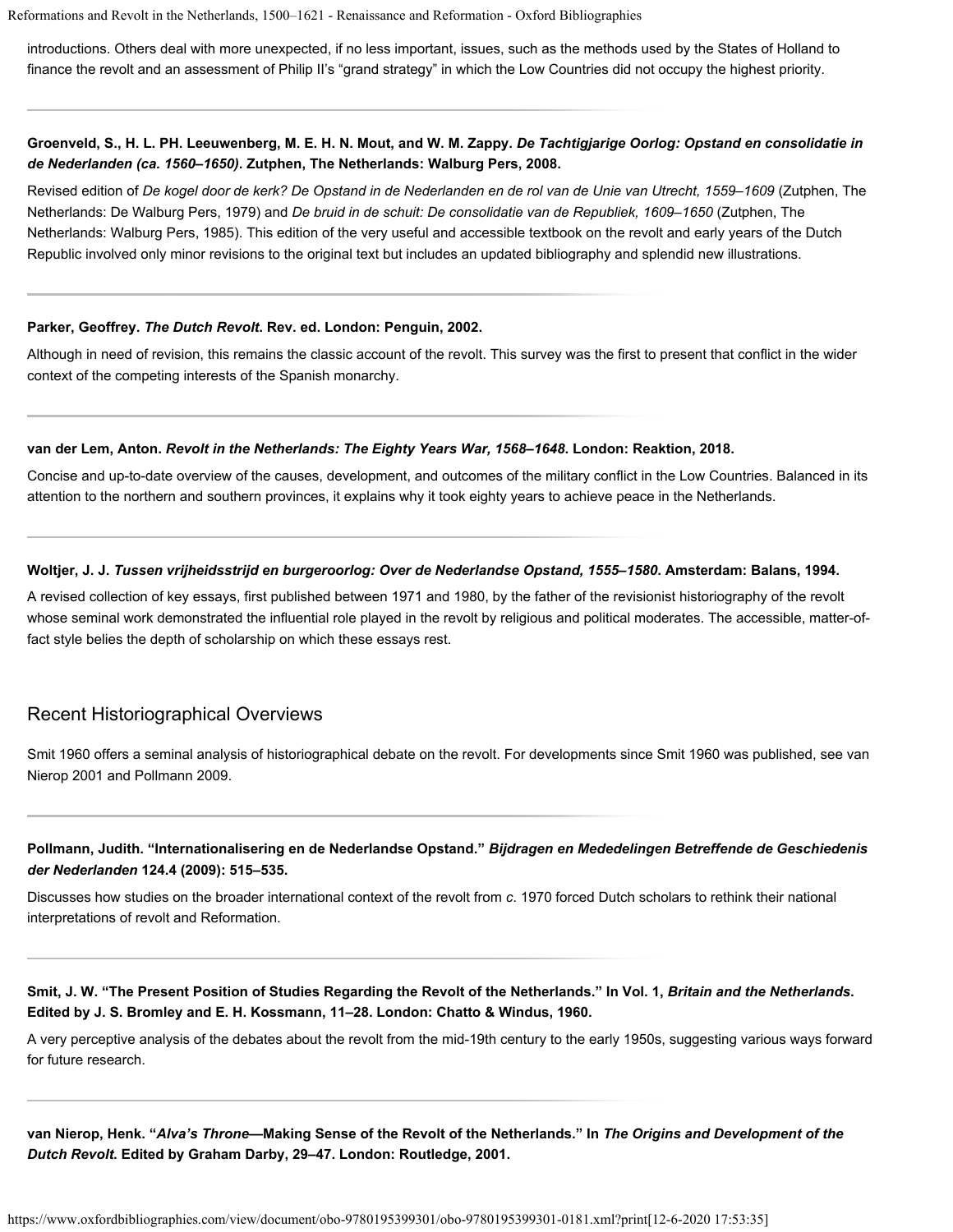introductions. Others deal with more unexpected, if no less important, issues, such as the methods used by the States of Holland to finance the revolt and an assessment of Philip II's "grand strategy" in which the Low Countries did not occupy the highest priority.

**Groenveld, S., H. L. PH. Leeuwenberg, M. E. H. N. Mout, and W. M. Zappy. *De Tachtigjarige Oorlog: Opstand en consolidatie in de Nederlanden (ca. 1560–1650)*. Zutphen, The Netherlands: Walburg Pers, 2008.**

Revised edition of *De kogel door de kerk? De Opstand in de Nederlanden en de rol van de Unie van Utrecht, 1559–1609* (Zutphen, The Netherlands: De Walburg Pers, 1979) and *De bruid in de schuit: De consolidatie van de Republiek, 1609–1650* (Zutphen, The Netherlands: Walburg Pers, 1985). This edition of the very useful and accessible textbook on the revolt and early years of the Dutch Republic involved only minor revisions to the original text but includes an updated bibliography and splendid new illustrations.

**Parker, Geoffrey. *The Dutch Revolt*. Rev. ed. London: Penguin, 2002.**

Although in need of revision, this remains the classic account of the revolt. This survey was the first to present that conflict in the wider context of the competing interests of the Spanish monarchy.

**van der Lem, Anton. *Revolt in the Netherlands: The Eighty Years War, 1568–1648*. London: Reaktion, 2018.**

Concise and up-to-date overview of the causes, development, and outcomes of the military conflict in the Low Countries. Balanced in its attention to the northern and southern provinces, it explains why it took eighty years to achieve peace in the Netherlands.

**Woltjer, J. J. *Tussen vrijheidsstrijd en burgeroorlog: Over de Nederlandse Opstand, 1555–1580*. Amsterdam: Balans, 1994.**

A revised collection of key essays, first published between 1971 and 1980, by the father of the revisionist historiography of the revolt whose seminal work demonstrated the influential role played in the revolt by religious and political moderates. The accessible, matter-of-fact style belies the depth of scholarship on which these essays rest.

## Recent Historiographical Overviews

Smit 1960 offers a seminal analysis of historiographical debate on the revolt. For developments since Smit 1960 was published, see van Nierop 2001 and Pollmann 2009.

**Pollmann, Judith. "Internationalisering en de Nederlandse Opstand." *Bijdragen en Mededelingen Betreffende de Geschiedenis der Nederlanden* 124.4 (2009): 515–535.**

Discusses how studies on the broader international context of the revolt from *c*. 1970 forced Dutch scholars to rethink their national interpretations of revolt and Reformation.

**Smit, J. W. "The Present Position of Studies Regarding the Revolt of the Netherlands." In Vol. 1, *Britain and the Netherlands*. Edited by J. S. Bromley and E. H. Kossmann, 11–28. London: Chatto & Windus, 1960.**

A very perceptive analysis of the debates about the revolt from the mid-19th century to the early 1950s, suggesting various ways forward for future research.

**van Nierop, Henk. "*Alva's Throne*—Making Sense of the Revolt of the Netherlands." In *The Origins and Development of the Dutch Revolt*. Edited by Graham Darby, 29–47. London: Routledge, 2001.**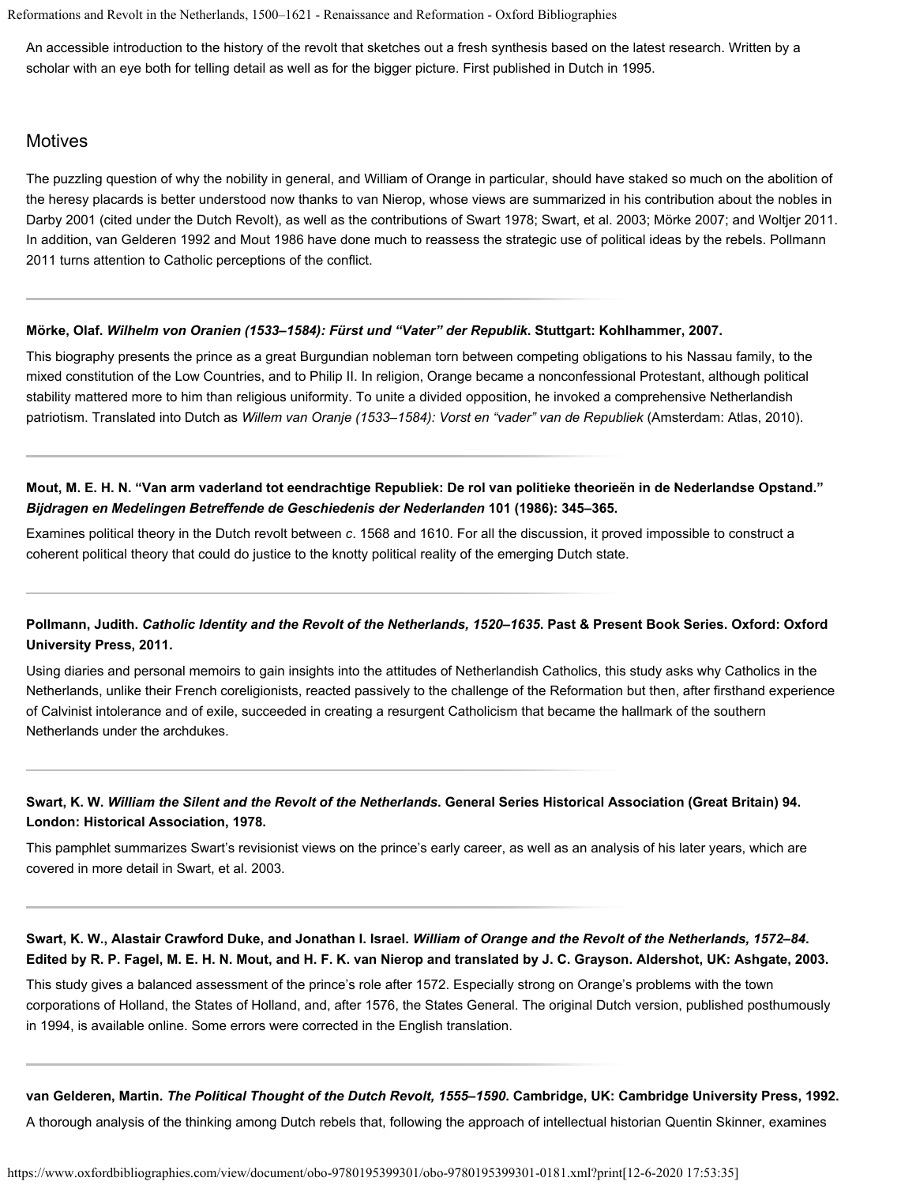An accessible introduction to the history of the revolt that sketches out a fresh synthesis based on the latest research. Written by a scholar with an eye both for telling detail as well as for the bigger picture. First published in Dutch in 1995.

## Motives

The puzzling question of why the nobility in general, and William of Orange in particular, should have staked so much on the abolition of the heresy placards is better understood now thanks to van Nierop, whose views are summarized in his contribution about the nobles in Darby 2001 (cited under the Dutch Revolt), as well as the contributions of Swart 1978; Swart, et al. 2003; Mörke 2007; and Woltjer 2011. In addition, van Gelderen 1992 and Mout 1986 have done much to reassess the strategic use of political ideas by the rebels. Pollmann 2011 turns attention to Catholic perceptions of the conflict.

---

**Mörke, Olaf. *Wilhelm von Oranien (1533–1584): Fürst und "Vater" der Republik*. Stuttgart: Kohlhammer, 2007.**

This biography presents the prince as a great Burgundian nobleman torn between competing obligations to his Nassau family, to the mixed constitution of the Low Countries, and to Philip II. In religion, Orange became a nonconfessional Protestant, although political stability mattered more to him than religious uniformity. To unite a divided opposition, he invoked a comprehensive Netherlandish patriotism. Translated into Dutch as *Willem van Oranje (1533–1584): Vorst en "vader" van de Republiek* (Amsterdam: Atlas, 2010).

---

**Mout, M. E. H. N. "Van arm vaderland tot eendrachtige Republiek: De rol van politieke theorieën in de Nederlandse Opstand." *Bijdragen en Medelingen Betreffende de Geschiedenis der Nederlanden* 101 (1986): 345–365.**

Examines political theory in the Dutch revolt between *c*. 1568 and 1610. For all the discussion, it proved impossible to construct a coherent political theory that could do justice to the knotty political reality of the emerging Dutch state.

---

**Pollmann, Judith. *Catholic Identity and the Revolt of the Netherlands, 1520–1635*. Past & Present Book Series. Oxford: Oxford University Press, 2011.**

Using diaries and personal memoirs to gain insights into the attitudes of Netherlandish Catholics, this study asks why Catholics in the Netherlands, unlike their French coreligionists, reacted passively to the challenge of the Reformation but then, after firsthand experience of Calvinist intolerance and of exile, succeeded in creating a resurgent Catholicism that became the hallmark of the southern Netherlands under the archdukes.

---

**Swart, K. W. *William the Silent and the Revolt of the Netherlands*. General Series Historical Association (Great Britain) 94. London: Historical Association, 1978.**

This pamphlet summarizes Swart's revisionist views on the prince's early career, as well as an analysis of his later years, which are covered in more detail in Swart, et al. 2003.

---

**Swart, K. W., Alastair Crawford Duke, and Jonathan I. Israel. *William of Orange and the Revolt of the Netherlands, 1572–84*. Edited by R. P. Fagel, M. E. H. N. Mout, and H. F. K. van Nierop and translated by J. C. Grayson. Aldershot, UK: Ashgate, 2003.**

This study gives a balanced assessment of the prince's role after 1572. Especially strong on Orange's problems with the town corporations of Holland, the States of Holland, and, after 1576, the States General. The original Dutch version, published posthumously in 1994, is available online. Some errors were corrected in the English translation.

---

**van Gelderen, Martin. *The Political Thought of the Dutch Revolt, 1555–1590*. Cambridge, UK: Cambridge University Press, 1992.**

A thorough analysis of the thinking among Dutch rebels that, following the approach of intellectual historian Quentin Skinner, examines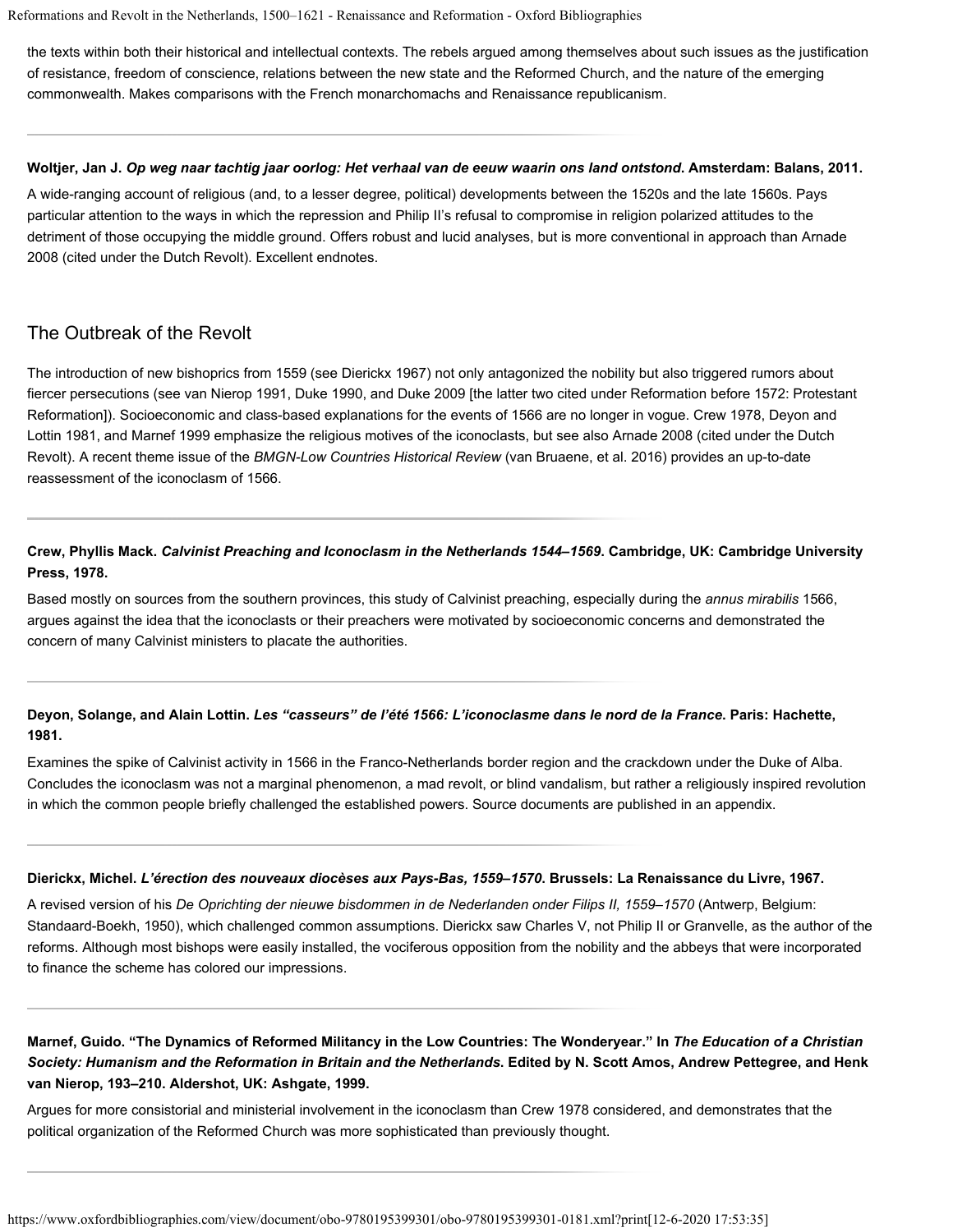the texts within both their historical and intellectual contexts. The rebels argued among themselves about such issues as the justification of resistance, freedom of conscience, relations between the new state and the Reformed Church, and the nature of the emerging commonwealth. Makes comparisons with the French monarchomachs and Renaissance republicanism.

---

**Woltjer, Jan J. *Op weg naar tachtig jaar oorlog: Het verhaal van de eeuw waarin ons land ontstond*. Amsterdam: Balans, 2011.**

A wide-ranging account of religious (and, to a lesser degree, political) developments between the 1520s and the late 1560s. Pays particular attention to the ways in which the repression and Philip II's refusal to compromise in religion polarized attitudes to the detriment of those occupying the middle ground. Offers robust and lucid analyses, but is more conventional in approach than Arnade 2008 (cited under the Dutch Revolt). Excellent endnotes.

## The Outbreak of the Revolt

The introduction of new bishoprics from 1559 (see Dierickx 1967) not only antagonized the nobility but also triggered rumors about fiercer persecutions (see van Nierop 1991, Duke 1990, and Duke 2009 [the latter two cited under Reformation before 1572: Protestant Reformation]). Socioeconomic and class-based explanations for the events of 1566 are no longer in vogue. Crew 1978, Deyon and Lottin 1981, and Marnef 1999 emphasize the religious motives of the iconoclasts, but see also Arnade 2008 (cited under the Dutch Revolt). A recent theme issue of the *BMGN-Low Countries Historical Review* (van Bruaene, et al. 2016) provides an up-to-date reassessment of the iconoclasm of 1566.

---

**Crew, Phyllis Mack. *Calvinist Preaching and Iconoclasm in the Netherlands 1544–1569*. Cambridge, UK: Cambridge University Press, 1978.**

Based mostly on sources from the southern provinces, this study of Calvinist preaching, especially during the *annus mirabilis* 1566, argues against the idea that the iconoclasts or their preachers were motivated by socioeconomic concerns and demonstrated the concern of many Calvinist ministers to placate the authorities.

---

**Deyon, Solange, and Alain Lottin. *Les "casseurs" de l'été 1566: L'iconoclasme dans le nord de la France*. Paris: Hachette, 1981.**

Examines the spike of Calvinist activity in 1566 in the Franco-Netherlands border region and the crackdown under the Duke of Alba. Concludes the iconoclasm was not a marginal phenomenon, a mad revolt, or blind vandalism, but rather a religiously inspired revolution in which the common people briefly challenged the established powers. Source documents are published in an appendix.

---

**Dierickx, Michel. *L'érection des nouveaux diocèses aux Pays-Bas, 1559–1570*. Brussels: La Renaissance du Livre, 1967.**

A revised version of his *De Oprichting der nieuwe bisdommen in de Nederlanden onder Filips II, 1559–1570* (Antwerp, Belgium: Standaard-Boekh, 1950), which challenged common assumptions. Dierickx saw Charles V, not Philip II or Granvelle, as the author of the reforms. Although most bishops were easily installed, the vociferous opposition from the nobility and the abbeys that were incorporated to finance the scheme has colored our impressions.

---

**Marnef, Guido. "The Dynamics of Reformed Militancy in the Low Countries: The Wonderyear." In *The Education of a Christian Society: Humanism and the Reformation in Britain and the Netherlands*. Edited by N. Scott Amos, Andrew Pettegree, and Henk van Nierop, 193–210. Aldershot, UK: Ashgate, 1999.**

Argues for more consistorial and ministerial involvement in the iconoclasm than Crew 1978 considered, and demonstrates that the political organization of the Reformed Church was more sophisticated than previously thought.

---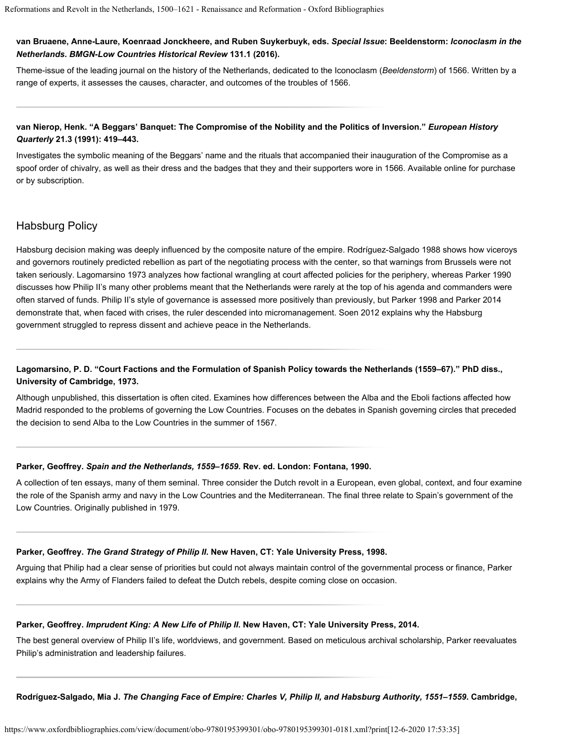**van Bruaene, Anne-Laure, Koenraad Jonckheere, and Ruben Suykerbuyk, eds. *Special Issue*: Beeldenstorm: *Iconoclasm in the Netherlands*. *BMGN-Low Countries Historical Review* 131.1 (2016).**

Theme-issue of the leading journal on the history of the Netherlands, dedicated to the Iconoclasm (*Beeldenstorm*) of 1566. Written by a range of experts, it assesses the causes, character, and outcomes of the troubles of 1566.

**van Nierop, Henk. "A Beggars' Banquet: The Compromise of the Nobility and the Politics of Inversion." *European History Quarterly* 21.3 (1991): 419–443.**

Investigates the symbolic meaning of the Beggars' name and the rituals that accompanied their inauguration of the Compromise as a spoof order of chivalry, as well as their dress and the badges that they and their supporters wore in 1566. Available online for purchase or by subscription.

## Habsburg Policy

Habsburg decision making was deeply influenced by the composite nature of the empire. Rodríguez-Salgado 1988 shows how viceroys and governors routinely predicted rebellion as part of the negotiating process with the center, so that warnings from Brussels were not taken seriously. Lagomarsino 1973 analyzes how factional wrangling at court affected policies for the periphery, whereas Parker 1990 discusses how Philip II's many other problems meant that the Netherlands were rarely at the top of his agenda and commanders were often starved of funds. Philip II's style of governance is assessed more positively than previously, but Parker 1998 and Parker 2014 demonstrate that, when faced with crises, the ruler descended into micromanagement. Soen 2012 explains why the Habsburg government struggled to repress dissent and achieve peace in the Netherlands.

**Lagomarsino, P. D. "Court Factions and the Formulation of Spanish Policy towards the Netherlands (1559–67)." PhD diss., University of Cambridge, 1973.**

Although unpublished, this dissertation is often cited. Examines how differences between the Alba and the Eboli factions affected how Madrid responded to the problems of governing the Low Countries. Focuses on the debates in Spanish governing circles that preceded the decision to send Alba to the Low Countries in the summer of 1567.

**Parker, Geoffrey. *Spain and the Netherlands, 1559–1659*. Rev. ed. London: Fontana, 1990.**

A collection of ten essays, many of them seminal. Three consider the Dutch revolt in a European, even global, context, and four examine the role of the Spanish army and navy in the Low Countries and the Mediterranean. The final three relate to Spain's government of the Low Countries. Originally published in 1979.

**Parker, Geoffrey. *The Grand Strategy of Philip II*. New Haven, CT: Yale University Press, 1998.**

Arguing that Philip had a clear sense of priorities but could not always maintain control of the governmental process or finance, Parker explains why the Army of Flanders failed to defeat the Dutch rebels, despite coming close on occasion.

**Parker, Geoffrey. *Imprudent King: A New Life of Philip II*. New Haven, CT: Yale University Press, 2014.**

The best general overview of Philip II's life, worldviews, and government. Based on meticulous archival scholarship, Parker reevaluates Philip's administration and leadership failures.

**Rodríguez-Salgado, Mia J. *The Changing Face of Empire: Charles V, Philip II, and Habsburg Authority, 1551–1559*. Cambridge,**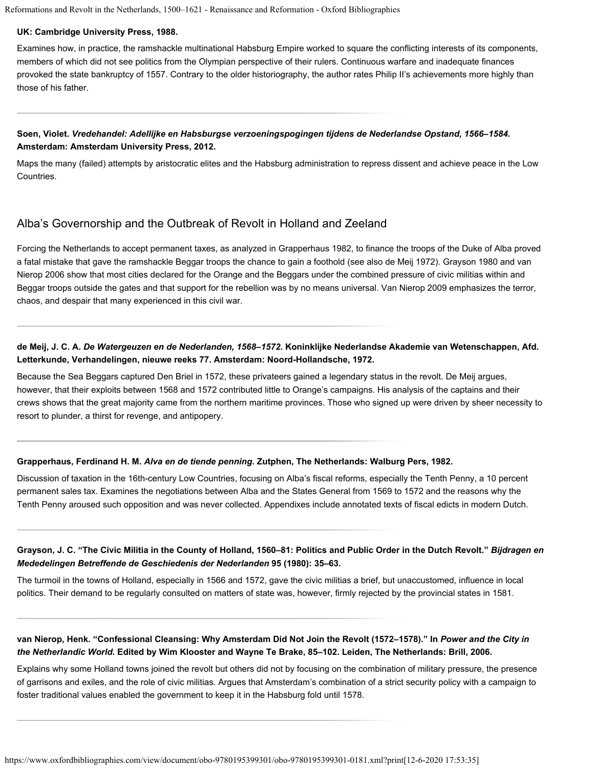**UK: Cambridge University Press, 1988.**

Examines how, in practice, the ramshackle multinational Habsburg Empire worked to square the conflicting interests of its components, members of which did not see politics from the Olympian perspective of their rulers. Continuous warfare and inadequate finances provoked the state bankruptcy of 1557. Contrary to the older historiography, the author rates Philip II's achievements more highly than those of his father.

**Soen, Violet. *Vredehandel: Adellijke en Habsburgse verzoeningspogingen tijdens de Nederlandse Opstand, 1566–1584*. Amsterdam: Amsterdam University Press, 2012.**

Maps the many (failed) attempts by aristocratic elites and the Habsburg administration to repress dissent and achieve peace in the Low Countries.

## Alba's Governorship and the Outbreak of Revolt in Holland and Zeeland

Forcing the Netherlands to accept permanent taxes, as analyzed in Grapperhaus 1982, to finance the troops of the Duke of Alba proved a fatal mistake that gave the ramshackle Beggar troops the chance to gain a foothold (see also de Meij 1972). Grayson 1980 and van Nierop 2006 show that most cities declared for the Orange and the Beggars under the combined pressure of civic militias within and Beggar troops outside the gates and that support for the rebellion was by no means universal. Van Nierop 2009 emphasizes the terror, chaos, and despair that many experienced in this civil war.

**de Meij, J. C. A. *De Watergeuzen en de Nederlanden, 1568–1572*. Koninklijke Nederlandse Akademie van Wetenschappen, Afd. Letterkunde, Verhandelingen, nieuwe reeks 77. Amsterdam: Noord-Hollandsche, 1972.**

Because the Sea Beggars captured Den Briel in 1572, these privateers gained a legendary status in the revolt. De Meij argues, however, that their exploits between 1568 and 1572 contributed little to Orange's campaigns. His analysis of the captains and their crews shows that the great majority came from the northern maritime provinces. Those who signed up were driven by sheer necessity to resort to plunder, a thirst for revenge, and antipopery.

**Grapperhaus, Ferdinand H. M. *Alva en de tiende penning*. Zutphen, The Netherlands: Walburg Pers, 1982.**

Discussion of taxation in the 16th-century Low Countries, focusing on Alba's fiscal reforms, especially the Tenth Penny, a 10 percent permanent sales tax. Examines the negotiations between Alba and the States General from 1569 to 1572 and the reasons why the Tenth Penny aroused such opposition and was never collected. Appendixes include annotated texts of fiscal edicts in modern Dutch.

**Grayson, J. C. "The Civic Militia in the County of Holland, 1560–81: Politics and Public Order in the Dutch Revolt." *Bijdragen en Mededelingen Betreffende de Geschiedenis der Nederlanden* 95 (1980): 35–63.**

The turmoil in the towns of Holland, especially in 1566 and 1572, gave the civic militias a brief, but unaccustomed, influence in local politics. Their demand to be regularly consulted on matters of state was, however, firmly rejected by the provincial states in 1581.

**van Nierop, Henk. "Confessional Cleansing: Why Amsterdam Did Not Join the Revolt (1572–1578)." In *Power and the City in the Netherlandic World*. Edited by Wim Klooster and Wayne Te Brake, 85–102. Leiden, The Netherlands: Brill, 2006.**

Explains why some Holland towns joined the revolt but others did not by focusing on the combination of military pressure, the presence of garrisons and exiles, and the role of civic militias. Argues that Amsterdam's combination of a strict security policy with a campaign to foster traditional values enabled the government to keep it in the Habsburg fold until 1578.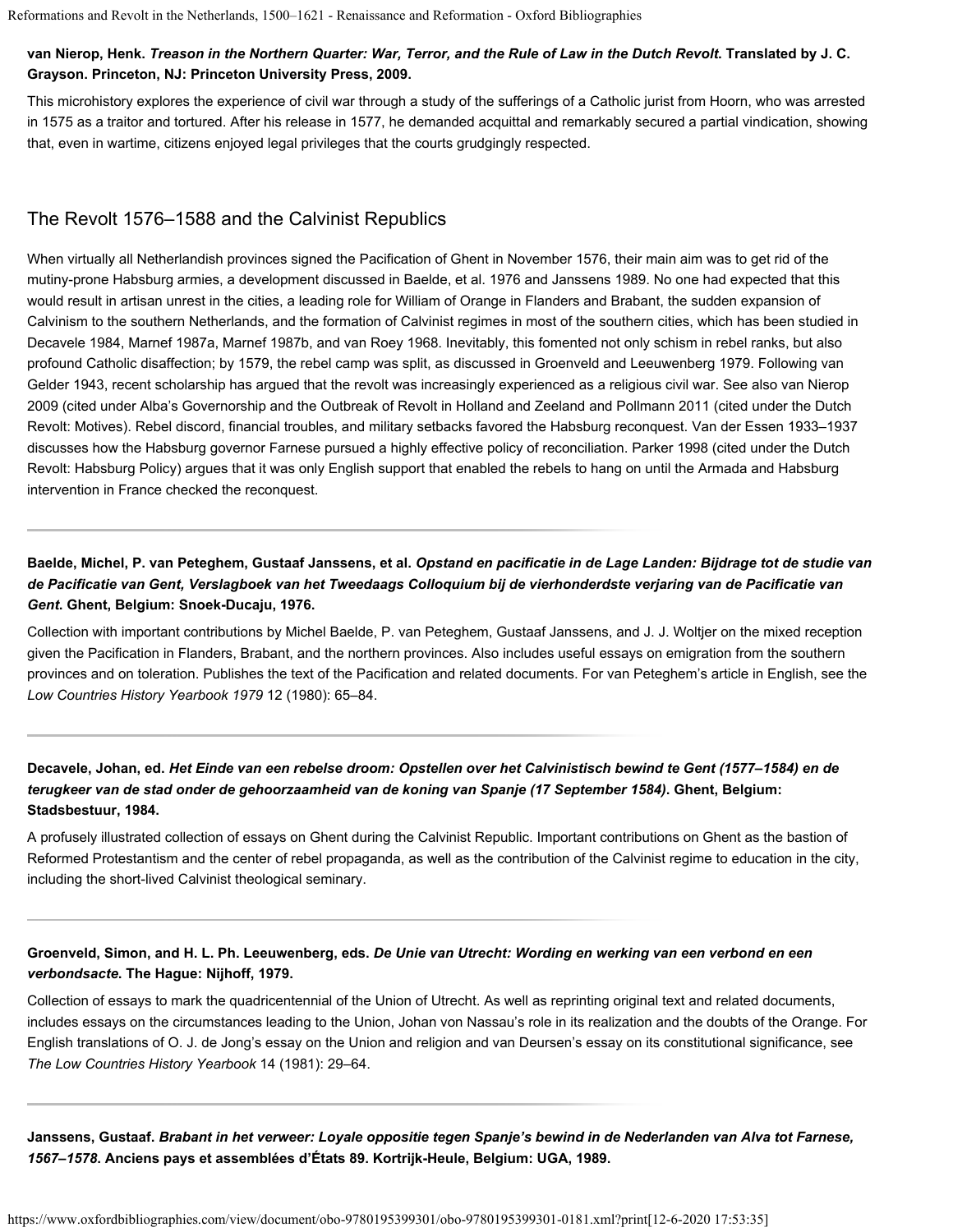**van Nierop, Henk. *Treason in the Northern Quarter: War, Terror, and the Rule of Law in the Dutch Revolt*. Translated by J. C. Grayson. Princeton, NJ: Princeton University Press, 2009.**

This microhistory explores the experience of civil war through a study of the sufferings of a Catholic jurist from Hoorn, who was arrested in 1575 as a traitor and tortured. After his release in 1577, he demanded acquittal and remarkably secured a partial vindication, showing that, even in wartime, citizens enjoyed legal privileges that the courts grudgingly respected.

## The Revolt 1576–1588 and the Calvinist Republics

When virtually all Netherlandish provinces signed the Pacification of Ghent in November 1576, their main aim was to get rid of the mutiny-prone Habsburg armies, a development discussed in Baelde, et al. 1976 and Janssens 1989. No one had expected that this would result in artisan unrest in the cities, a leading role for William of Orange in Flanders and Brabant, the sudden expansion of Calvinism to the southern Netherlands, and the formation of Calvinist regimes in most of the southern cities, which has been studied in Decavele 1984, Marnef 1987a, Marnef 1987b, and van Roey 1968. Inevitably, this fomented not only schism in rebel ranks, but also profound Catholic disaffection; by 1579, the rebel camp was split, as discussed in Groenveld and Leeuwenberg 1979. Following van Gelder 1943, recent scholarship has argued that the revolt was increasingly experienced as a religious civil war. See also van Nierop 2009 (cited under Alba's Governorship and the Outbreak of Revolt in Holland and Zeeland and Pollmann 2011 (cited under the Dutch Revolt: Motives). Rebel discord, financial troubles, and military setbacks favored the Habsburg reconquest. Van der Essen 1933–1937 discusses how the Habsburg governor Farnese pursued a highly effective policy of reconciliation. Parker 1998 (cited under the Dutch Revolt: Habsburg Policy) argues that it was only English support that enabled the rebels to hang on until the Armada and Habsburg intervention in France checked the reconquest.

---

**Baelde, Michel, P. van Peteghem, Gustaaf Janssens, et al. *Opstand en pacificatie in de Lage Landen: Bijdrage tot de studie van de Pacificatie van Gent, Verslagboek van het Tweedaags Colloquium bij de vierhonderdste verjaring van de Pacificatie van Gent*. Ghent, Belgium: Snoek-Ducaju, 1976.**

Collection with important contributions by Michel Baelde, P. van Peteghem, Gustaaf Janssens, and J. J. Woltjer on the mixed reception given the Pacification in Flanders, Brabant, and the northern provinces. Also includes useful essays on emigration from the southern provinces and on toleration. Publishes the text of the Pacification and related documents. For van Peteghem's article in English, see the *Low Countries History Yearbook 1979* 12 (1980): 65–84.

---

**Decavele, Johan, ed. *Het Einde van een rebelse droom: Opstellen over het Calvinistisch bewind te Gent (1577–1584) en de terugkeer van de stad onder de gehoorzaamheid van de koning van Spanje (17 September 1584)*. Ghent, Belgium: Stadsbestuur, 1984.**

A profusely illustrated collection of essays on Ghent during the Calvinist Republic. Important contributions on Ghent as the bastion of Reformed Protestantism and the center of rebel propaganda, as well as the contribution of the Calvinist regime to education in the city, including the short-lived Calvinist theological seminary.

---

**Groenveld, Simon, and H. L. Ph. Leeuwenberg, eds. *De Unie van Utrecht: Wording en werking van een verbond en een verbondsacte*. The Hague: Nijhoff, 1979.**

Collection of essays to mark the quadricentennial of the Union of Utrecht. As well as reprinting original text and related documents, includes essays on the circumstances leading to the Union, Johan von Nassau's role in its realization and the doubts of the Orange. For English translations of O. J. de Jong's essay on the Union and religion and van Deursen's essay on its constitutional significance, see *The Low Countries History Yearbook* 14 (1981): 29–64.

---

**Janssens, Gustaaf. *Brabant in het verweer: Loyale oppositie tegen Spanje's bewind in de Nederlanden van Alva tot Farnese, 1567–1578*. Anciens pays et assemblées d'États 89. Kortrijk-Heule, Belgium: UGA, 1989.**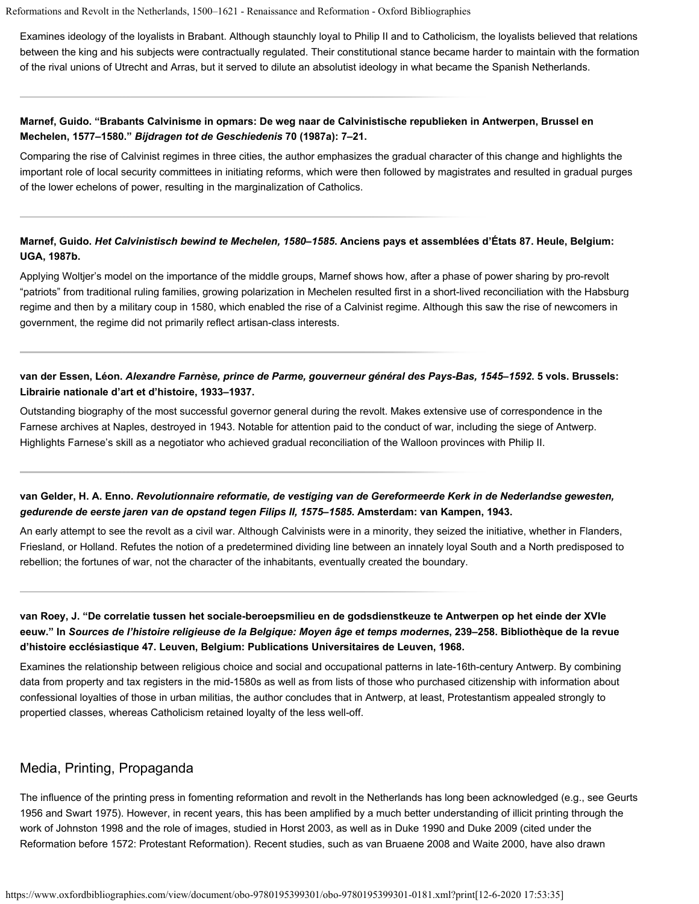Examines ideology of the loyalists in Brabant. Although staunchly loyal to Philip II and to Catholicism, the loyalists believed that relations between the king and his subjects were contractually regulated. Their constitutional stance became harder to maintain with the formation of the rival unions of Utrecht and Arras, but it served to dilute an absolutist ideology in what became the Spanish Netherlands.

**Marnef, Guido. "Brabants Calvinisme in opmars: De weg naar de Calvinistische republieken in Antwerpen, Brussel en Mechelen, 1577–1580."** ***Bijdragen tot de Geschiedenis*** **70 (1987a): 7–21.**

Comparing the rise of Calvinist regimes in three cities, the author emphasizes the gradual character of this change and highlights the important role of local security committees in initiating reforms, which were then followed by magistrates and resulted in gradual purges of the lower echelons of power, resulting in the marginalization of Catholics.

**Marnef, Guido.** ***Het Calvinistisch bewind te Mechelen, 1580–1585*****. Anciens pays et assemblées d'États 87. Heule, Belgium: UGA, 1987b.**

Applying Woltjer's model on the importance of the middle groups, Marnef shows how, after a phase of power sharing by pro-revolt "patriots" from traditional ruling families, growing polarization in Mechelen resulted first in a short-lived reconciliation with the Habsburg regime and then by a military coup in 1580, which enabled the rise of a Calvinist regime. Although this saw the rise of newcomers in government, the regime did not primarily reflect artisan-class interests.

**van der Essen, Léon.** ***Alexandre Farnèse, prince de Parme, gouverneur général des Pays-Bas, 1545–1592*****. 5 vols. Brussels: Librairie nationale d'art et d'histoire, 1933–1937.**

Outstanding biography of the most successful governor general during the revolt. Makes extensive use of correspondence in the Farnese archives at Naples, destroyed in 1943. Notable for attention paid to the conduct of war, including the siege of Antwerp. Highlights Farnese's skill as a negotiator who achieved gradual reconciliation of the Walloon provinces with Philip II.

**van Gelder, H. A. Enno.** ***Revolutionnaire reformatie, de vestiging van de Gereformeerde Kerk in de Nederlandse gewesten, gedurende de eerste jaren van de opstand tegen Filips II, 1575–1585*****. Amsterdam: van Kampen, 1943.**

An early attempt to see the revolt as a civil war. Although Calvinists were in a minority, they seized the initiative, whether in Flanders, Friesland, or Holland. Refutes the notion of a predetermined dividing line between an innately loyal South and a North predisposed to rebellion; the fortunes of war, not the character of the inhabitants, eventually created the boundary.

**van Roey, J. "De correlatie tussen het sociale-beroepsmilieu en de godsdienstkeuze te Antwerpen op het einde der XVIe eeuw." In** ***Sources de l'histoire religieuse de la Belgique: Moyen âge et temps modernes*****, 239–258. Bibliothèque de la revue d'histoire ecclésiastique 47. Leuven, Belgium: Publications Universitaires de Leuven, 1968.**

Examines the relationship between religious choice and social and occupational patterns in late-16th-century Antwerp. By combining data from property and tax registers in the mid-1580s as well as from lists of those who purchased citizenship with information about confessional loyalties of those in urban militias, the author concludes that in Antwerp, at least, Protestantism appealed strongly to propertied classes, whereas Catholicism retained loyalty of the less well-off.

## Media, Printing, Propaganda

The influence of the printing press in fomenting reformation and revolt in the Netherlands has long been acknowledged (e.g., see Geurts 1956 and Swart 1975). However, in recent years, this has been amplified by a much better understanding of illicit printing through the work of Johnston 1998 and the role of images, studied in Horst 2003, as well as in Duke 1990 and Duke 2009 (cited under the Reformation before 1572: Protestant Reformation). Recent studies, such as van Bruaene 2008 and Waite 2000, have also drawn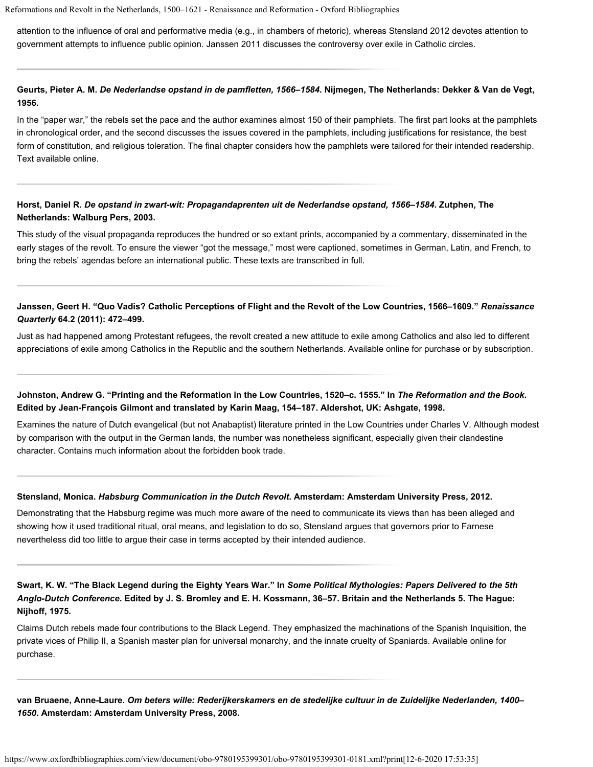attention to the influence of oral and performative media (e.g., in chambers of rhetoric), whereas Stensland 2012 devotes attention to government attempts to influence public opinion. Janssen 2011 discusses the controversy over exile in Catholic circles.

---

**Geurts, Pieter A. M. *De Nederlandse opstand in de pamfletten, 1566–1584*. Nijmegen, The Netherlands: Dekker & Van de Vegt, 1956.**

In the "paper war," the rebels set the pace and the author examines almost 150 of their pamphlets. The first part looks at the pamphlets in chronological order, and the second discusses the issues covered in the pamphlets, including justifications for resistance, the best form of constitution, and religious toleration. The final chapter considers how the pamphlets were tailored for their intended readership. Text available online.

---

**Horst, Daniel R. *De opstand in zwart-wit: Propagandaprenten uit de Nederlandse opstand, 1566–1584*. Zutphen, The Netherlands: Walburg Pers, 2003.**

This study of the visual propaganda reproduces the hundred or so extant prints, accompanied by a commentary, disseminated in the early stages of the revolt. To ensure the viewer "got the message," most were captioned, sometimes in German, Latin, and French, to bring the rebels' agendas before an international public. These texts are transcribed in full.

---

**Janssen, Geert H. "Quo Vadis? Catholic Perceptions of Flight and the Revolt of the Low Countries, 1566–1609." *Renaissance Quarterly* 64.2 (2011): 472–499.**

Just as had happened among Protestant refugees, the revolt created a new attitude to exile among Catholics and also led to different appreciations of exile among Catholics in the Republic and the southern Netherlands. Available online for purchase or by subscription.

---

**Johnston, Andrew G. "Printing and the Reformation in the Low Countries, 1520–c. 1555." In *The Reformation and the Book*. Edited by Jean-François Gilmont and translated by Karin Maag, 154–187. Aldershot, UK: Ashgate, 1998.**

Examines the nature of Dutch evangelical (but not Anabaptist) literature printed in the Low Countries under Charles V. Although modest by comparison with the output in the German lands, the number was nonetheless significant, especially given their clandestine character. Contains much information about the forbidden book trade.

---

**Stensland, Monica. *Habsburg Communication in the Dutch Revolt*. Amsterdam: Amsterdam University Press, 2012.**

Demonstrating that the Habsburg regime was much more aware of the need to communicate its views than has been alleged and showing how it used traditional ritual, oral means, and legislation to do so, Stensland argues that governors prior to Farnese nevertheless did too little to argue their case in terms accepted by their intended audience.

---

**Swart, K. W. "The Black Legend during the Eighty Years War." In *Some Political Mythologies: Papers Delivered to the 5th Anglo-Dutch Conference*. Edited by J. S. Bromley and E. H. Kossmann, 36–57. Britain and the Netherlands 5. The Hague: Nijhoff, 1975.**

Claims Dutch rebels made four contributions to the Black Legend. They emphasized the machinations of the Spanish Inquisition, the private vices of Philip II, a Spanish master plan for universal monarchy, and the innate cruelty of Spaniards. Available online for purchase.

---

**van Bruaene, Anne-Laure. *Om beters wille: Rederijkerskamers en de stedelijke cultuur in de Zuidelijke Nederlanden, 1400–1650*. Amsterdam: Amsterdam University Press, 2008.**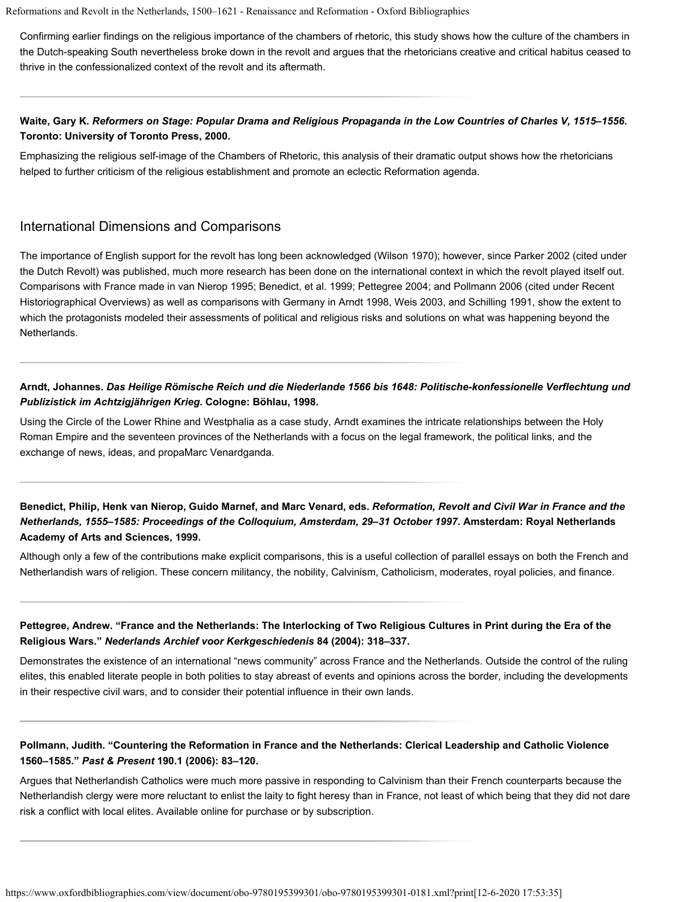Confirming earlier findings on the religious importance of the chambers of rhetoric, this study shows how the culture of the chambers in the Dutch-speaking South nevertheless broke down in the revolt and argues that the rhetoricians creative and critical habitus ceased to thrive in the confessionalized context of the revolt and its aftermath.

**Waite, Gary K. *Reformers on Stage: Popular Drama and Religious Propaganda in the Low Countries of Charles V, 1515–1556*. Toronto: University of Toronto Press, 2000.**

Emphasizing the religious self-image of the Chambers of Rhetoric, this analysis of their dramatic output shows how the rhetoricians helped to further criticism of the religious establishment and promote an eclectic Reformation agenda.

## International Dimensions and Comparisons

The importance of English support for the revolt has long been acknowledged (Wilson 1970); however, since Parker 2002 (cited under the Dutch Revolt) was published, much more research has been done on the international context in which the revolt played itself out. Comparisons with France made in van Nierop 1995; Benedict, et al. 1999; Pettegree 2004; and Pollmann 2006 (cited under Recent Historiographical Overviews) as well as comparisons with Germany in Arndt 1998, Weis 2003, and Schilling 1991, show the extent to which the protagonists modeled their assessments of political and religious risks and solutions on what was happening beyond the Netherlands.

**Arndt, Johannes. *Das Heilige Römische Reich und die Niederlande 1566 bis 1648: Politische-konfessionelle Verflechtung und Publizistick im Achtzigjährigen Krieg*. Cologne: Böhlau, 1998.**

Using the Circle of the Lower Rhine and Westphalia as a case study, Arndt examines the intricate relationships between the Holy Roman Empire and the seventeen provinces of the Netherlands with a focus on the legal framework, the political links, and the exchange of news, ideas, and propaMarc Venardganda.

**Benedict, Philip, Henk van Nierop, Guido Marnef, and Marc Venard, eds. *Reformation, Revolt and Civil War in France and the Netherlands, 1555–1585: Proceedings of the Colloquium, Amsterdam, 29–31 October 1997*. Amsterdam: Royal Netherlands Academy of Arts and Sciences, 1999.**

Although only a few of the contributions make explicit comparisons, this is a useful collection of parallel essays on both the French and Netherlandish wars of religion. These concern militancy, the nobility, Calvinism, Catholicism, moderates, royal policies, and finance.

**Pettegree, Andrew. "France and the Netherlands: The Interlocking of Two Religious Cultures in Print during the Era of the Religious Wars." *Nederlands Archief voor Kerkgeschiedenis* 84 (2004): 318–337.**

Demonstrates the existence of an international "news community" across France and the Netherlands. Outside the control of the ruling elites, this enabled literate people in both polities to stay abreast of events and opinions across the border, including the developments in their respective civil wars, and to consider their potential influence in their own lands.

**Pollmann, Judith. "Countering the Reformation in France and the Netherlands: Clerical Leadership and Catholic Violence 1560–1585." *Past & Present* 190.1 (2006): 83–120.**

Argues that Netherlandish Catholics were much more passive in responding to Calvinism than their French counterparts because the Netherlandish clergy were more reluctant to enlist the laity to fight heresy than in France, not least of which being that they did not dare risk a conflict with local elites. Available online for purchase or by subscription.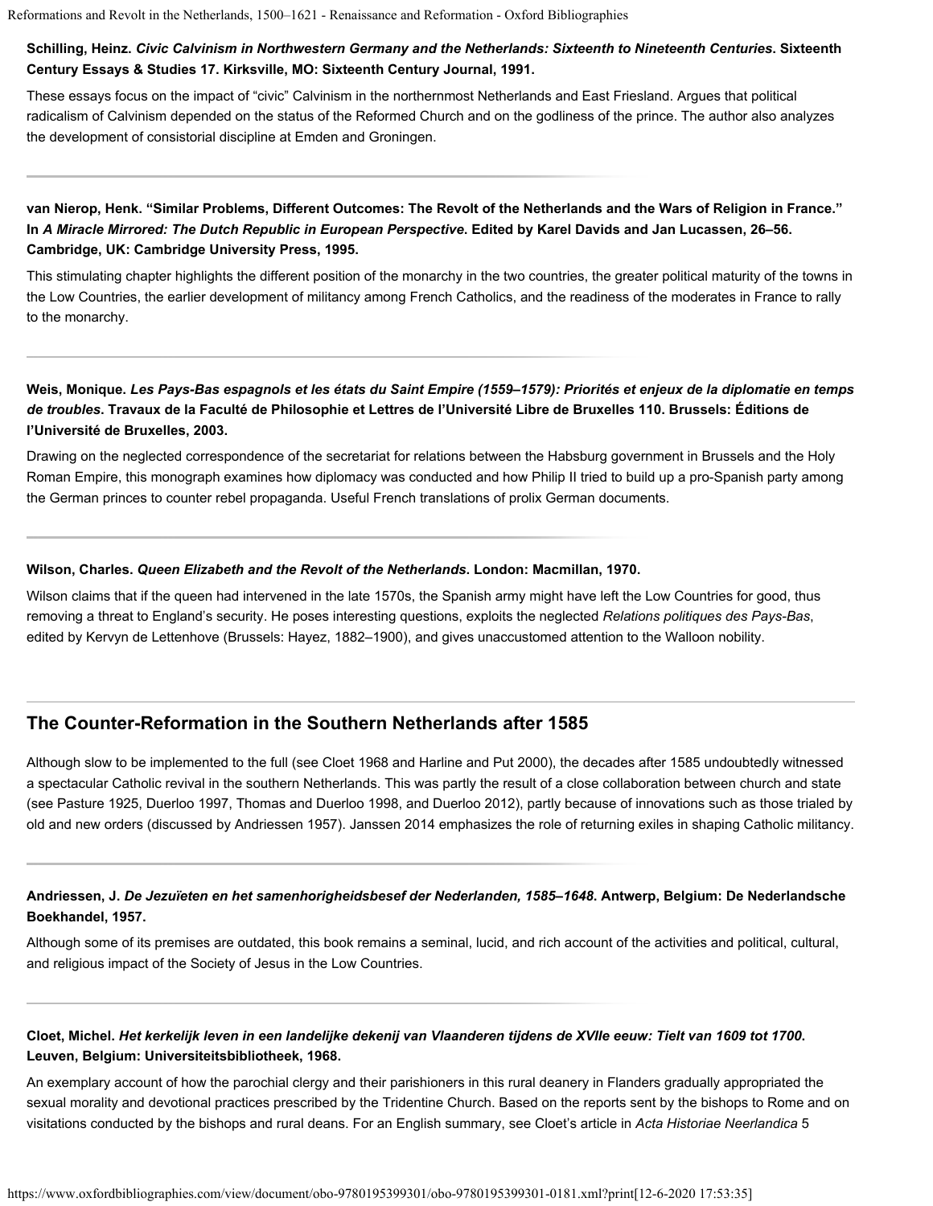**Schilling, Heinz. *Civic Calvinism in Northwestern Germany and the Netherlands: Sixteenth to Nineteenth Centuries*. Sixteenth Century Essays & Studies 17. Kirksville, MO: Sixteenth Century Journal, 1991.**

These essays focus on the impact of "civic" Calvinism in the northernmost Netherlands and East Friesland. Argues that political radicalism of Calvinism depended on the status of the Reformed Church and on the godliness of the prince. The author also analyzes the development of consistorial discipline at Emden and Groningen.

**van Nierop, Henk. "Similar Problems, Different Outcomes: The Revolt of the Netherlands and the Wars of Religion in France." In *A Miracle Mirrored: The Dutch Republic in European Perspective*. Edited by Karel Davids and Jan Lucassen, 26–56. Cambridge, UK: Cambridge University Press, 1995.**

This stimulating chapter highlights the different position of the monarchy in the two countries, the greater political maturity of the towns in the Low Countries, the earlier development of militancy among French Catholics, and the readiness of the moderates in France to rally to the monarchy.

**Weis, Monique. *Les Pays-Bas espagnols et les états du Saint Empire (1559–1579): Priorités et enjeux de la diplomatie en temps de troubles*. Travaux de la Faculté de Philosophie et Lettres de l'Université Libre de Bruxelles 110. Brussels: Éditions de l'Université de Bruxelles, 2003.**

Drawing on the neglected correspondence of the secretariat for relations between the Habsburg government in Brussels and the Holy Roman Empire, this monograph examines how diplomacy was conducted and how Philip II tried to build up a pro-Spanish party among the German princes to counter rebel propaganda. Useful French translations of prolix German documents.

**Wilson, Charles. *Queen Elizabeth and the Revolt of the Netherlands*. London: Macmillan, 1970.**

Wilson claims that if the queen had intervened in the late 1570s, the Spanish army might have left the Low Countries for good, thus removing a threat to England's security. He poses interesting questions, exploits the neglected *Relations politiques des Pays-Bas*, edited by Kervyn de Lettenhove (Brussels: Hayez, 1882–1900), and gives unaccustomed attention to the Walloon nobility.

## The Counter-Reformation in the Southern Netherlands after 1585

Although slow to be implemented to the full (see Cloet 1968 and Harline and Put 2000), the decades after 1585 undoubtedly witnessed a spectacular Catholic revival in the southern Netherlands. This was partly the result of a close collaboration between church and state (see Pasture 1925, Duerloo 1997, Thomas and Duerloo 1998, and Duerloo 2012), partly because of innovations such as those trialed by old and new orders (discussed by Andriessen 1957). Janssen 2014 emphasizes the role of returning exiles in shaping Catholic militancy.

**Andriessen, J. *De Jezuïeten en het samenhorigheidsbesef der Nederlanden, 1585–1648*. Antwerp, Belgium: De Nederlandsche Boekhandel, 1957.**

Although some of its premises are outdated, this book remains a seminal, lucid, and rich account of the activities and political, cultural, and religious impact of the Society of Jesus in the Low Countries.

**Cloet, Michel. *Het kerkelijk leven in een landelijke dekenij van Vlaanderen tijdens de XVIIe eeuw: Tielt van 1609 tot 1700*. Leuven, Belgium: Universiteitsbibliotheek, 1968.**

An exemplary account of how the parochial clergy and their parishioners in this rural deanery in Flanders gradually appropriated the sexual morality and devotional practices prescribed by the Tridentine Church. Based on the reports sent by the bishops to Rome and on visitations conducted by the bishops and rural deans. For an English summary, see Cloet's article in *Acta Historiae Neerlandica* 5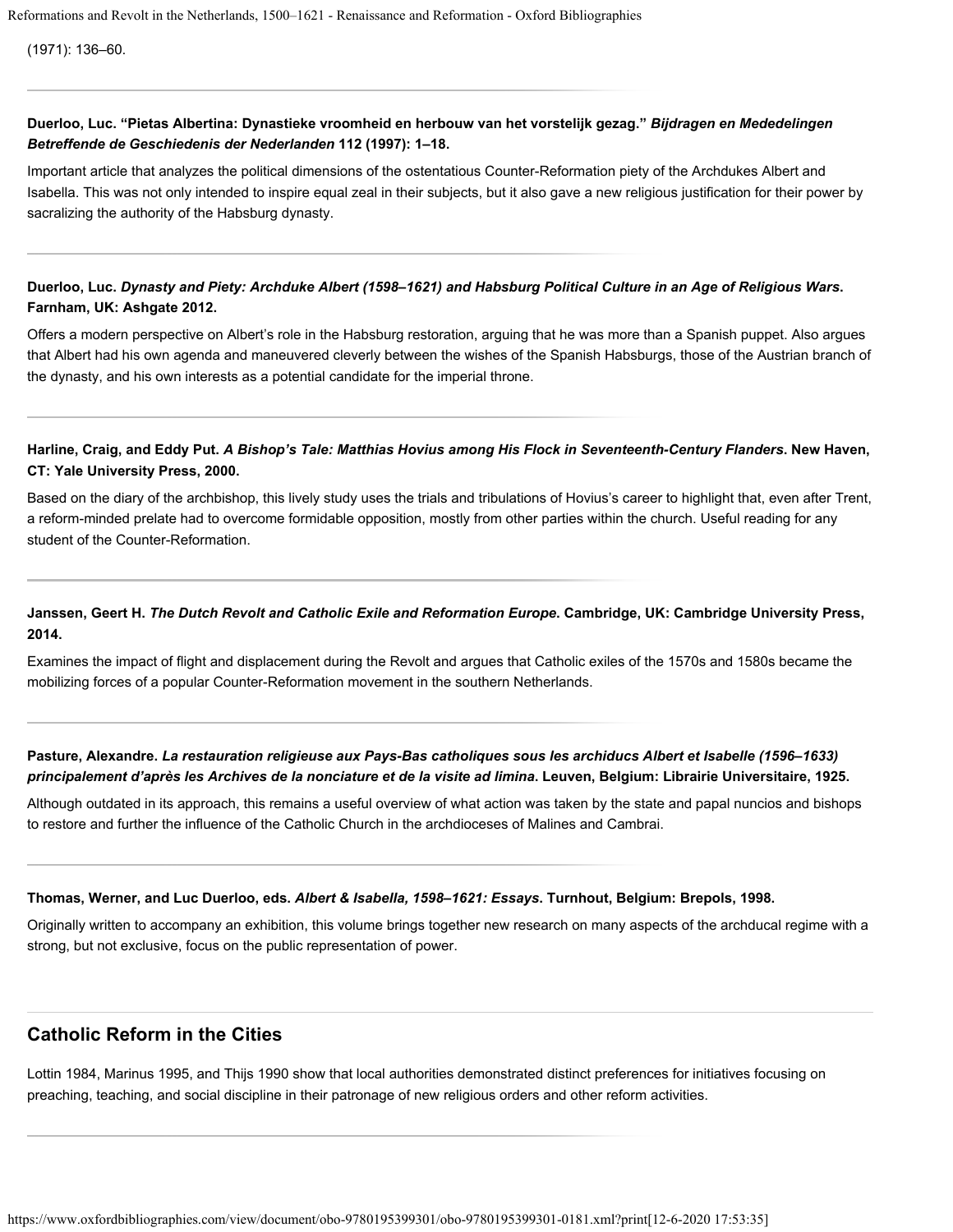(1971): 136–60.

**Duerloo, Luc. “Pietas Albertina: Dynastieke vroomheid en herbouw van het vorstelijk gezag.” *Bijdragen en Mededelingen Betreffende de Geschiedenis der Nederlanden* 112 (1997): 1–18.**

Important article that analyzes the political dimensions of the ostentatious Counter-Reformation piety of the Archdukes Albert and Isabella. This was not only intended to inspire equal zeal in their subjects, but it also gave a new religious justification for their power by sacralizing the authority of the Habsburg dynasty.

**Duerloo, Luc. *Dynasty and Piety: Archduke Albert (1598–1621) and Habsburg Political Culture in an Age of Religious Wars*. Farnham, UK: Ashgate 2012.**

Offers a modern perspective on Albert’s role in the Habsburg restoration, arguing that he was more than a Spanish puppet. Also argues that Albert had his own agenda and maneuvered cleverly between the wishes of the Spanish Habsburgs, those of the Austrian branch of the dynasty, and his own interests as a potential candidate for the imperial throne.

**Harline, Craig, and Eddy Put. *A Bishop’s Tale: Matthias Hovius among His Flock in Seventeenth-Century Flanders*. New Haven, CT: Yale University Press, 2000.**

Based on the diary of the archbishop, this lively study uses the trials and tribulations of Hovius’s career to highlight that, even after Trent, a reform-minded prelate had to overcome formidable opposition, mostly from other parties within the church. Useful reading for any student of the Counter-Reformation.

**Janssen, Geert H. *The Dutch Revolt and Catholic Exile and Reformation Europe*. Cambridge, UK: Cambridge University Press, 2014.**

Examines the impact of flight and displacement during the Revolt and argues that Catholic exiles of the 1570s and 1580s became the mobilizing forces of a popular Counter-Reformation movement in the southern Netherlands.

**Pasture, Alexandre. *La restauration religieuse aux Pays-Bas catholiques sous les archiducs Albert et Isabelle (1596–1633) principalement d’après les Archives de la nonciature et de la visite ad limina*. Leuven, Belgium: Librairie Universitaire, 1925.**

Although outdated in its approach, this remains a useful overview of what action was taken by the state and papal nuncios and bishops to restore and further the influence of the Catholic Church in the archdioceses of Malines and Cambrai.

**Thomas, Werner, and Luc Duerloo, eds. *Albert & Isabella, 1598–1621: Essays*. Turnhout, Belgium: Brepols, 1998.**

Originally written to accompany an exhibition, this volume brings together new research on many aspects of the archducal regime with a strong, but not exclusive, focus on the public representation of power.

## Catholic Reform in the Cities

Lottin 1984, Marinus 1995, and Thijs 1990 show that local authorities demonstrated distinct preferences for initiatives focusing on preaching, teaching, and social discipline in their patronage of new religious orders and other reform activities.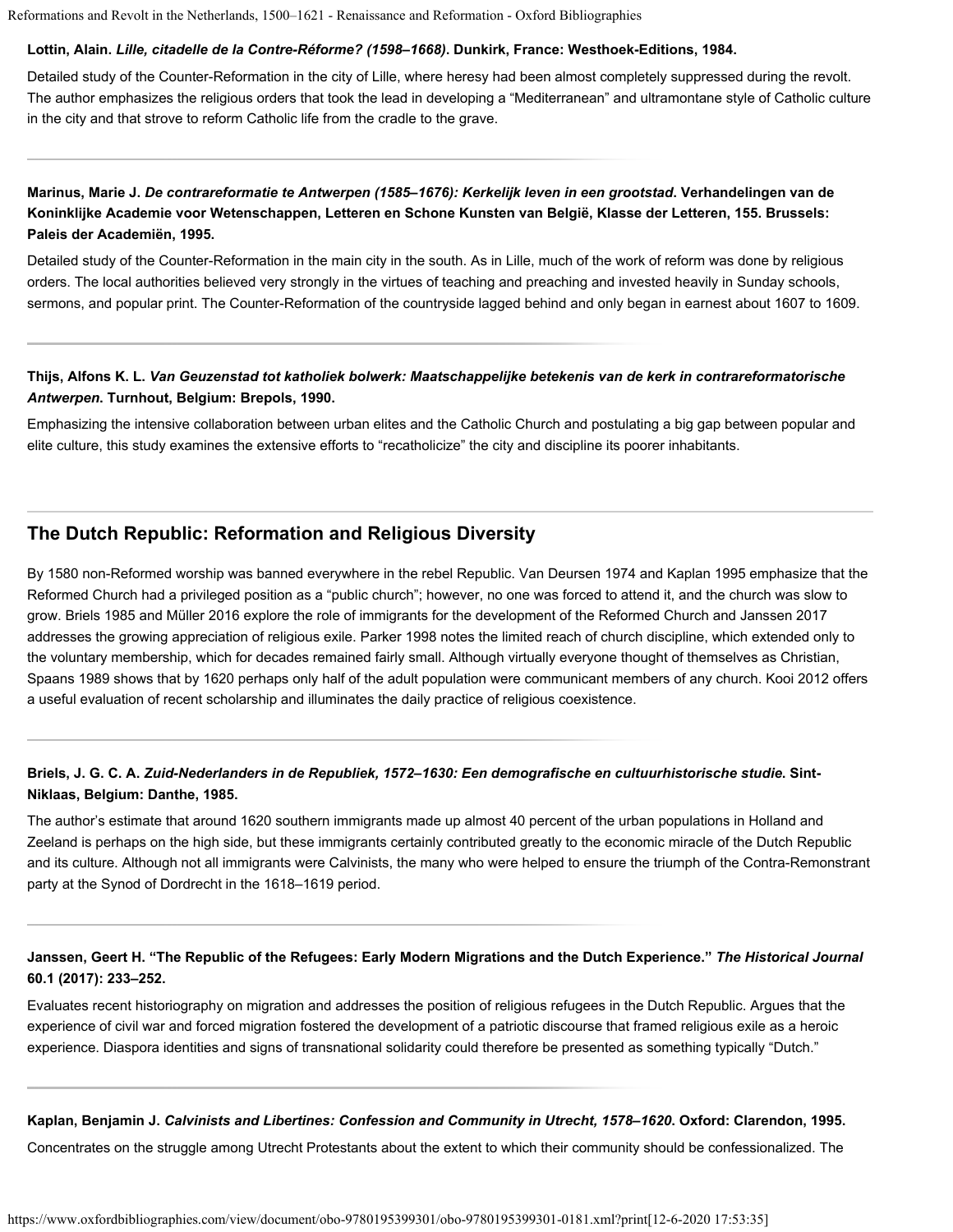**Lottin, Alain. *Lille, citadelle de la Contre-Réforme? (1598–1668)*. Dunkirk, France: Westhoek-Editions, 1984.**

Detailed study of the Counter-Reformation in the city of Lille, where heresy had been almost completely suppressed during the revolt. The author emphasizes the religious orders that took the lead in developing a "Mediterranean" and ultramontane style of Catholic culture in the city and that strove to reform Catholic life from the cradle to the grave.

**Marinus, Marie J. *De contrareformatie te Antwerpen (1585–1676): Kerkelijk leven in een grootstad*. Verhandelingen van de Koninklijke Academie voor Wetenschappen, Letteren en Schone Kunsten van België, Klasse der Letteren, 155. Brussels: Paleis der Academiën, 1995.**

Detailed study of the Counter-Reformation in the main city in the south. As in Lille, much of the work of reform was done by religious orders. The local authorities believed very strongly in the virtues of teaching and preaching and invested heavily in Sunday schools, sermons, and popular print. The Counter-Reformation of the countryside lagged behind and only began in earnest about 1607 to 1609.

**Thijs, Alfons K. L. *Van Geuzenstad tot katholiek bolwerk: Maatschappelijke betekenis van de kerk in contrareformatorische Antwerpen*. Turnhout, Belgium: Brepols, 1990.**

Emphasizing the intensive collaboration between urban elites and the Catholic Church and postulating a big gap between popular and elite culture, this study examines the extensive efforts to "recatholicize" the city and discipline its poorer inhabitants.

## The Dutch Republic: Reformation and Religious Diversity

By 1580 non-Reformed worship was banned everywhere in the rebel Republic. Van Deursen 1974 and Kaplan 1995 emphasize that the Reformed Church had a privileged position as a "public church"; however, no one was forced to attend it, and the church was slow to grow. Briels 1985 and Müller 2016 explore the role of immigrants for the development of the Reformed Church and Janssen 2017 addresses the growing appreciation of religious exile. Parker 1998 notes the limited reach of church discipline, which extended only to the voluntary membership, which for decades remained fairly small. Although virtually everyone thought of themselves as Christian, Spaans 1989 shows that by 1620 perhaps only half of the adult population were communicant members of any church. Kooi 2012 offers a useful evaluation of recent scholarship and illuminates the daily practice of religious coexistence.

**Briels, J. G. C. A. *Zuid-Nederlanders in de Republiek, 1572–1630: Een demografische en cultuurhistorische studie.* Sint-Niklaas, Belgium: Danthe, 1985.**

The author's estimate that around 1620 southern immigrants made up almost 40 percent of the urban populations in Holland and Zeeland is perhaps on the high side, but these immigrants certainly contributed greatly to the economic miracle of the Dutch Republic and its culture. Although not all immigrants were Calvinists, the many who were helped to ensure the triumph of the Contra-Remonstrant party at the Synod of Dordrecht in the 1618–1619 period.

**Janssen, Geert H. "The Republic of the Refugees: Early Modern Migrations and the Dutch Experience." *The Historical Journal* 60.1 (2017): 233–252.**

Evaluates recent historiography on migration and addresses the position of religious refugees in the Dutch Republic. Argues that the experience of civil war and forced migration fostered the development of a patriotic discourse that framed religious exile as a heroic experience. Diaspora identities and signs of transnational solidarity could therefore be presented as something typically "Dutch."

**Kaplan, Benjamin J. *Calvinists and Libertines: Confession and Community in Utrecht, 1578–1620*. Oxford: Clarendon, 1995.**

Concentrates on the struggle among Utrecht Protestants about the extent to which their community should be confessionalized. The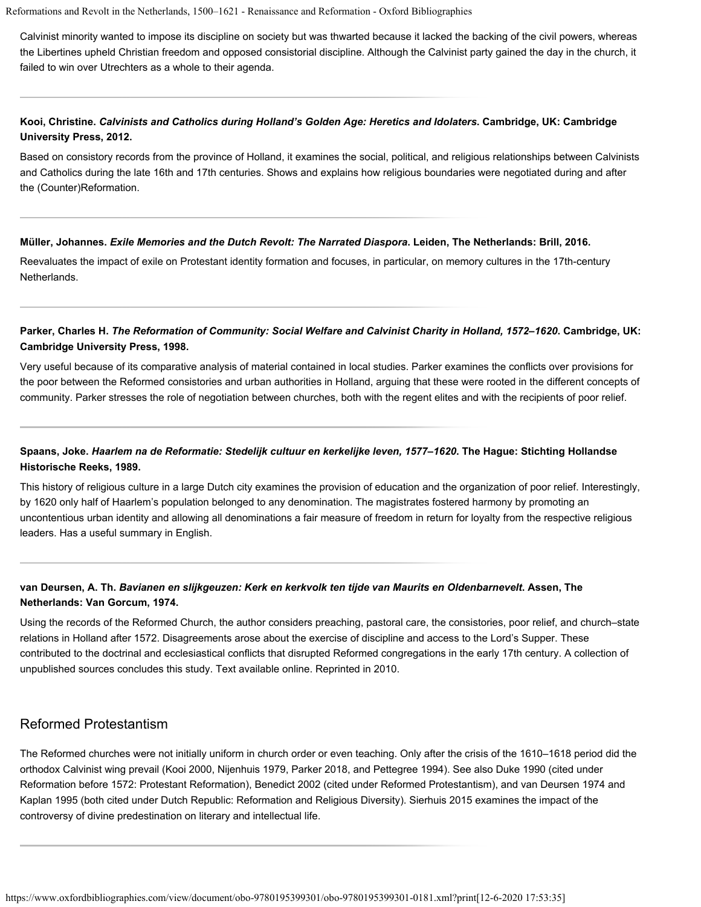Calvinist minority wanted to impose its discipline on society but was thwarted because it lacked the backing of the civil powers, whereas the Libertines upheld Christian freedom and opposed consistorial discipline. Although the Calvinist party gained the day in the church, it failed to win over Utrechters as a whole to their agenda.

**Kooi, Christine. *Calvinists and Catholics during Holland's Golden Age: Heretics and Idolaters*. Cambridge, UK: Cambridge University Press, 2012.**

Based on consistory records from the province of Holland, it examines the social, political, and religious relationships between Calvinists and Catholics during the late 16th and 17th centuries. Shows and explains how religious boundaries were negotiated during and after the (Counter)Reformation.

**Müller, Johannes. *Exile Memories and the Dutch Revolt: The Narrated Diaspora*. Leiden, The Netherlands: Brill, 2016.**

Reevaluates the impact of exile on Protestant identity formation and focuses, in particular, on memory cultures in the 17th-century Netherlands.

**Parker, Charles H. *The Reformation of Community: Social Welfare and Calvinist Charity in Holland, 1572–1620*. Cambridge, UK: Cambridge University Press, 1998.**

Very useful because of its comparative analysis of material contained in local studies. Parker examines the conflicts over provisions for the poor between the Reformed consistories and urban authorities in Holland, arguing that these were rooted in the different concepts of community. Parker stresses the role of negotiation between churches, both with the regent elites and with the recipients of poor relief.

**Spaans, Joke. *Haarlem na de Reformatie: Stedelijk cultuur en kerkelijke leven, 1577–1620*. The Hague: Stichting Hollandse Historische Reeks, 1989.**

This history of religious culture in a large Dutch city examines the provision of education and the organization of poor relief. Interestingly, by 1620 only half of Haarlem's population belonged to any denomination. The magistrates fostered harmony by promoting an uncontentious urban identity and allowing all denominations a fair measure of freedom in return for loyalty from the respective religious leaders. Has a useful summary in English.

**van Deursen, A. Th. *Bavianen en slijkgeuzen: Kerk en kerkvolk ten tijde van Maurits en Oldenbarnevelt*. Assen, The Netherlands: Van Gorcum, 1974.**

Using the records of the Reformed Church, the author considers preaching, pastoral care, the consistories, poor relief, and church–state relations in Holland after 1572. Disagreements arose about the exercise of discipline and access to the Lord's Supper. These contributed to the doctrinal and ecclesiastical conflicts that disrupted Reformed congregations in the early 17th century. A collection of unpublished sources concludes this study. Text available online. Reprinted in 2010.

## Reformed Protestantism

The Reformed churches were not initially uniform in church order or even teaching. Only after the crisis of the 1610–1618 period did the orthodox Calvinist wing prevail (Kooi 2000, Nijenhuis 1979, Parker 2018, and Pettegree 1994). See also Duke 1990 (cited under Reformation before 1572: Protestant Reformation), Benedict 2002 (cited under Reformed Protestantism), and van Deursen 1974 and Kaplan 1995 (both cited under Dutch Republic: Reformation and Religious Diversity). Sierhuis 2015 examines the impact of the controversy of divine predestination on literary and intellectual life.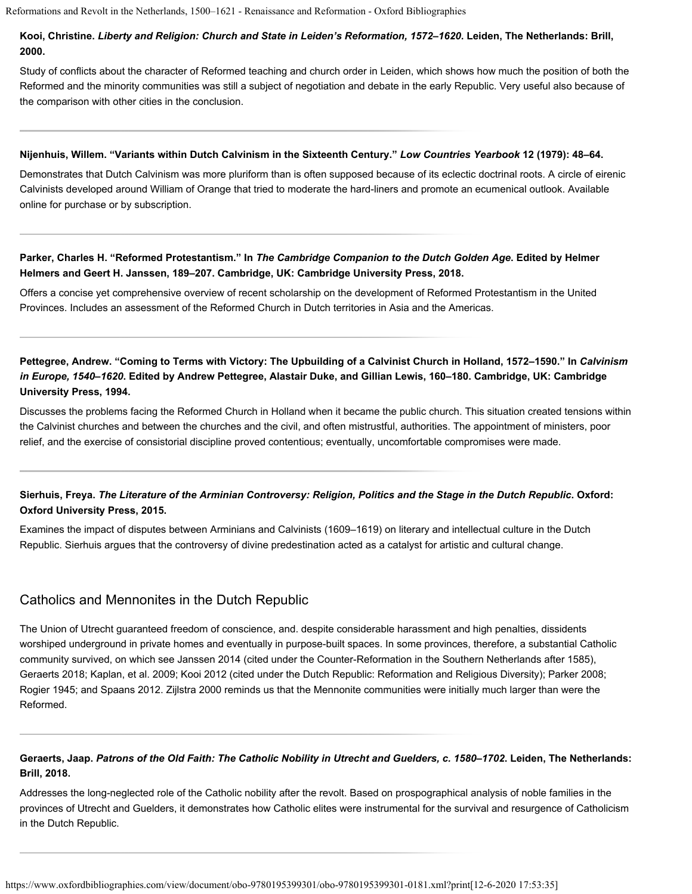**Kooi, Christine. *Liberty and Religion: Church and State in Leiden's Reformation, 1572–1620*. Leiden, The Netherlands: Brill, 2000.**

Study of conflicts about the character of Reformed teaching and church order in Leiden, which shows how much the position of both the Reformed and the minority communities was still a subject of negotiation and debate in the early Republic. Very useful also because of the comparison with other cities in the conclusion.

**Nijenhuis, Willem. "Variants within Dutch Calvinism in the Sixteenth Century." *Low Countries Yearbook* 12 (1979): 48–64.**

Demonstrates that Dutch Calvinism was more pluriform than is often supposed because of its eclectic doctrinal roots. A circle of eirenic Calvinists developed around William of Orange that tried to moderate the hard-liners and promote an ecumenical outlook. Available online for purchase or by subscription.

**Parker, Charles H. "Reformed Protestantism." In *The Cambridge Companion to the Dutch Golden Age*. Edited by Helmer Helmers and Geert H. Janssen, 189–207. Cambridge, UK: Cambridge University Press, 2018.**

Offers a concise yet comprehensive overview of recent scholarship on the development of Reformed Protestantism in the United Provinces. Includes an assessment of the Reformed Church in Dutch territories in Asia and the Americas.

**Pettegree, Andrew. "Coming to Terms with Victory: The Upbuilding of a Calvinist Church in Holland, 1572–1590." In *Calvinism in Europe, 1540–1620*. Edited by Andrew Pettegree, Alastair Duke, and Gillian Lewis, 160–180. Cambridge, UK: Cambridge University Press, 1994.**

Discusses the problems facing the Reformed Church in Holland when it became the public church. This situation created tensions within the Calvinist churches and between the churches and the civil, and often mistrustful, authorities. The appointment of ministers, poor relief, and the exercise of consistorial discipline proved contentious; eventually, uncomfortable compromises were made.

**Sierhuis, Freya. *The Literature of the Arminian Controversy: Religion, Politics and the Stage in the Dutch Republic*. Oxford: Oxford University Press, 2015.**

Examines the impact of disputes between Arminians and Calvinists (1609–1619) on literary and intellectual culture in the Dutch Republic. Sierhuis argues that the controversy of divine predestination acted as a catalyst for artistic and cultural change.

## Catholics and Mennonites in the Dutch Republic

The Union of Utrecht guaranteed freedom of conscience, and. despite considerable harassment and high penalties, dissidents worshiped underground in private homes and eventually in purpose-built spaces. In some provinces, therefore, a substantial Catholic community survived, on which see Janssen 2014 (cited under the Counter-Reformation in the Southern Netherlands after 1585), Geraerts 2018; Kaplan, et al. 2009; Kooi 2012 (cited under the Dutch Republic: Reformation and Religious Diversity); Parker 2008; Rogier 1945; and Spaans 2012. Zijlstra 2000 reminds us that the Mennonite communities were initially much larger than were the Reformed.

**Geraerts, Jaap. *Patrons of the Old Faith: The Catholic Nobility in Utrecht and Guelders, c. 1580–1702*. Leiden, The Netherlands: Brill, 2018.**

Addresses the long-neglected role of the Catholic nobility after the revolt. Based on prospographical analysis of noble families in the provinces of Utrecht and Guelders, it demonstrates how Catholic elites were instrumental for the survival and resurgence of Catholicism in the Dutch Republic.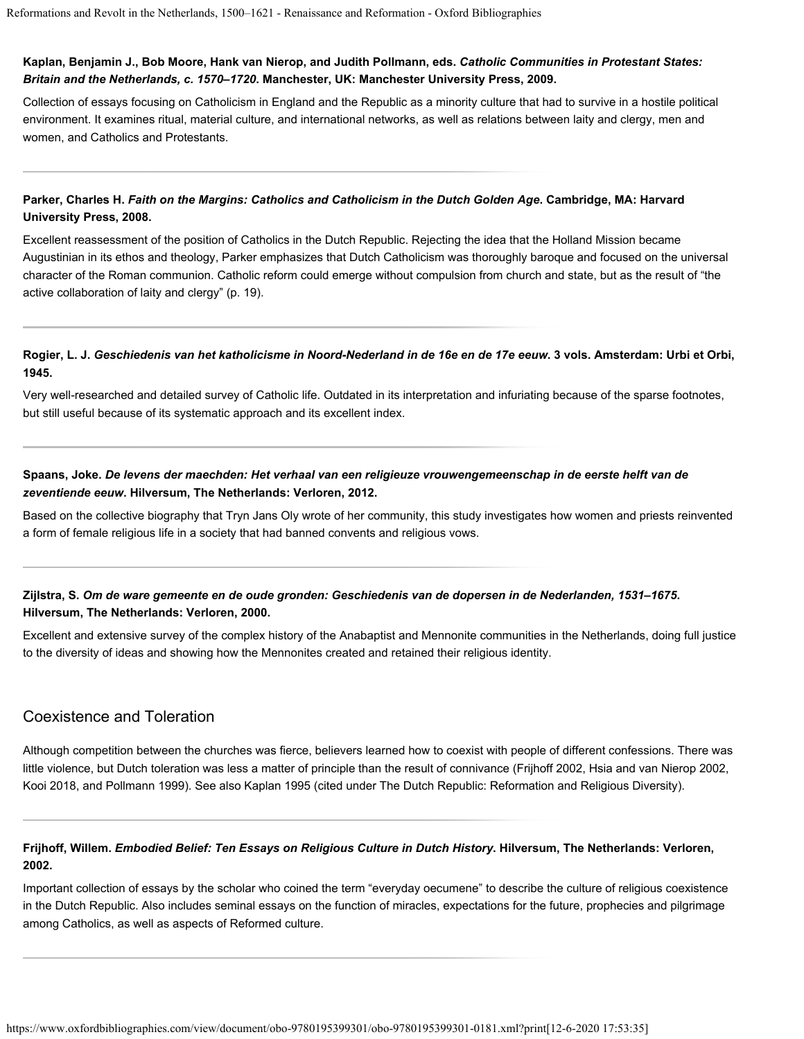**Kaplan, Benjamin J., Bob Moore, Hank van Nierop, and Judith Pollmann, eds. *Catholic Communities in Protestant States: Britain and the Netherlands, c. 1570–1720*. Manchester, UK: Manchester University Press, 2009.**

Collection of essays focusing on Catholicism in England and the Republic as a minority culture that had to survive in a hostile political environment. It examines ritual, material culture, and international networks, as well as relations between laity and clergy, men and women, and Catholics and Protestants.

**Parker, Charles H. *Faith on the Margins: Catholics and Catholicism in the Dutch Golden Age*. Cambridge, MA: Harvard University Press, 2008.**

Excellent reassessment of the position of Catholics in the Dutch Republic. Rejecting the idea that the Holland Mission became Augustinian in its ethos and theology, Parker emphasizes that Dutch Catholicism was thoroughly baroque and focused on the universal character of the Roman communion. Catholic reform could emerge without compulsion from church and state, but as the result of "the active collaboration of laity and clergy" (p. 19).

**Rogier, L. J. *Geschiedenis van het katholicisme in Noord-Nederland in de 16e en de 17e eeuw*. 3 vols. Amsterdam: Urbi et Orbi, 1945.**

Very well-researched and detailed survey of Catholic life. Outdated in its interpretation and infuriating because of the sparse footnotes, but still useful because of its systematic approach and its excellent index.

**Spaans, Joke. *De levens der maechden: Het verhaal van een religieuze vrouwengemeenschap in de eerste helft van de zeventiende eeuw*. Hilversum, The Netherlands: Verloren, 2012.**

Based on the collective biography that Tryn Jans Oly wrote of her community, this study investigates how women and priests reinvented a form of female religious life in a society that had banned convents and religious vows.

**Zijlstra, S. *Om de ware gemeente en de oude gronden: Geschiedenis van de dopersen in de Nederlanden, 1531–1675*. Hilversum, The Netherlands: Verloren, 2000.**

Excellent and extensive survey of the complex history of the Anabaptist and Mennonite communities in the Netherlands, doing full justice to the diversity of ideas and showing how the Mennonites created and retained their religious identity.

## Coexistence and Toleration

Although competition between the churches was fierce, believers learned how to coexist with people of different confessions. There was little violence, but Dutch toleration was less a matter of principle than the result of connivance (Frijhoff 2002, Hsia and van Nierop 2002, Kooi 2018, and Pollmann 1999). See also Kaplan 1995 (cited under The Dutch Republic: Reformation and Religious Diversity).

**Frijhoff, Willem. *Embodied Belief: Ten Essays on Religious Culture in Dutch History*. Hilversum, The Netherlands: Verloren, 2002.**

Important collection of essays by the scholar who coined the term "everyday oecumene" to describe the culture of religious coexistence in the Dutch Republic. Also includes seminal essays on the function of miracles, expectations for the future, prophecies and pilgrimage among Catholics, as well as aspects of Reformed culture.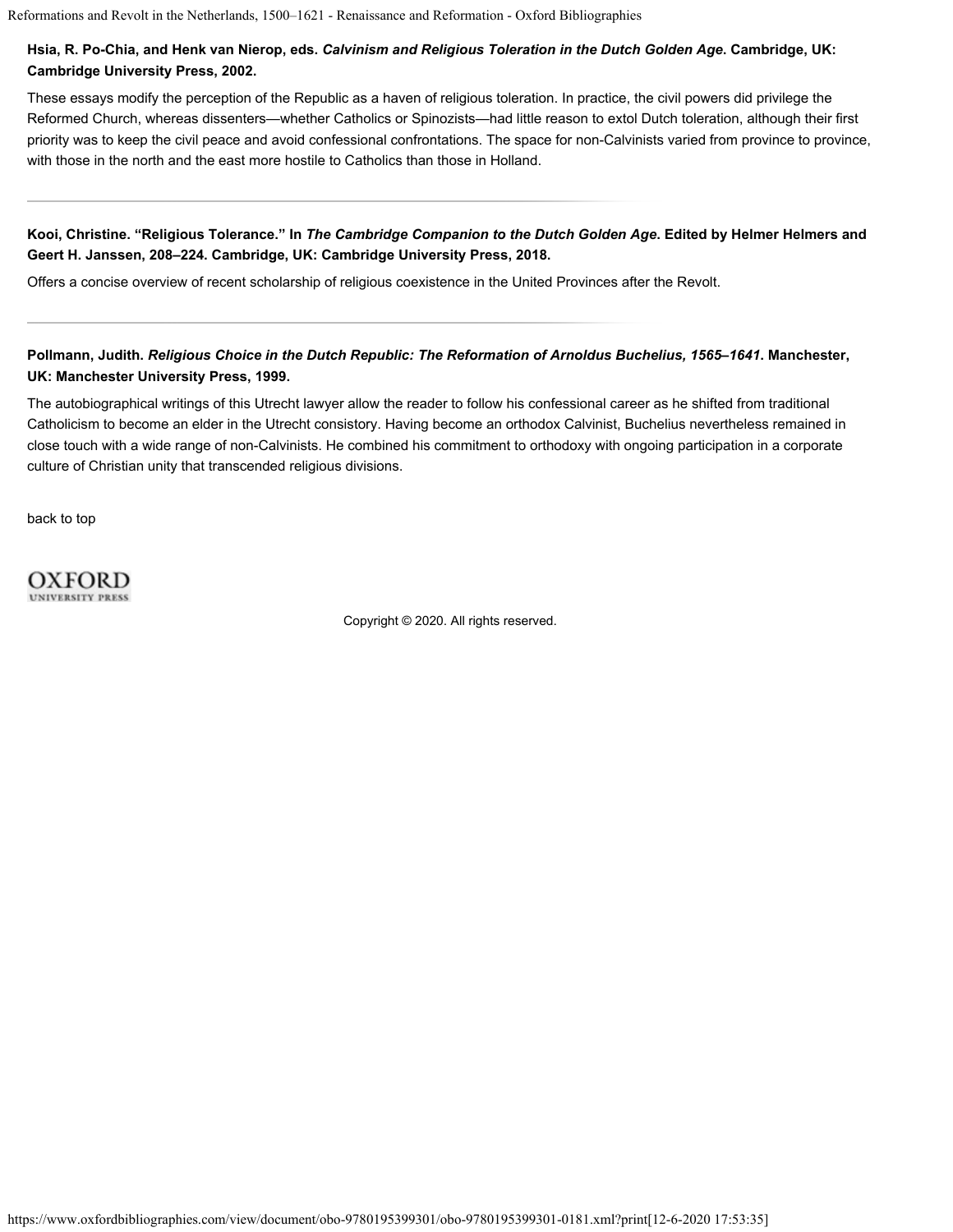**Hsia, R. Po-Chia, and Henk van Nierop, eds. *Calvinism and Religious Toleration in the Dutch Golden Age*. Cambridge, UK: Cambridge University Press, 2002.**

These essays modify the perception of the Republic as a haven of religious toleration. In practice, the civil powers did privilege the Reformed Church, whereas dissenters—whether Catholics or Spinozists—had little reason to extol Dutch toleration, although their first priority was to keep the civil peace and avoid confessional confrontations. The space for non-Calvinists varied from province to province, with those in the north and the east more hostile to Catholics than those in Holland.

---

**Kooi, Christine. "Religious Tolerance." In *The Cambridge Companion to the Dutch Golden Age*. Edited by Helmer Helmers and Geert H. Janssen, 208–224. Cambridge, UK: Cambridge University Press, 2018.**

Offers a concise overview of recent scholarship of religious coexistence in the United Provinces after the Revolt.

---

**Pollmann, Judith. *Religious Choice in the Dutch Republic: The Reformation of Arnoldus Buchelius, 1565–1641*. Manchester, UK: Manchester University Press, 1999.**

The autobiographical writings of this Utrecht lawyer allow the reader to follow his confessional career as he shifted from traditional Catholicism to become an elder in the Utrecht consistory. Having become an orthodox Calvinist, Buchelius nevertheless remained in close touch with a wide range of non-Calvinists. He combined his commitment to orthodoxy with ongoing participation in a corporate culture of Christian unity that transcended religious divisions.

back to top

OXFORD
UNIVERSITY PRESS

Copyright © 2020. All rights reserved.